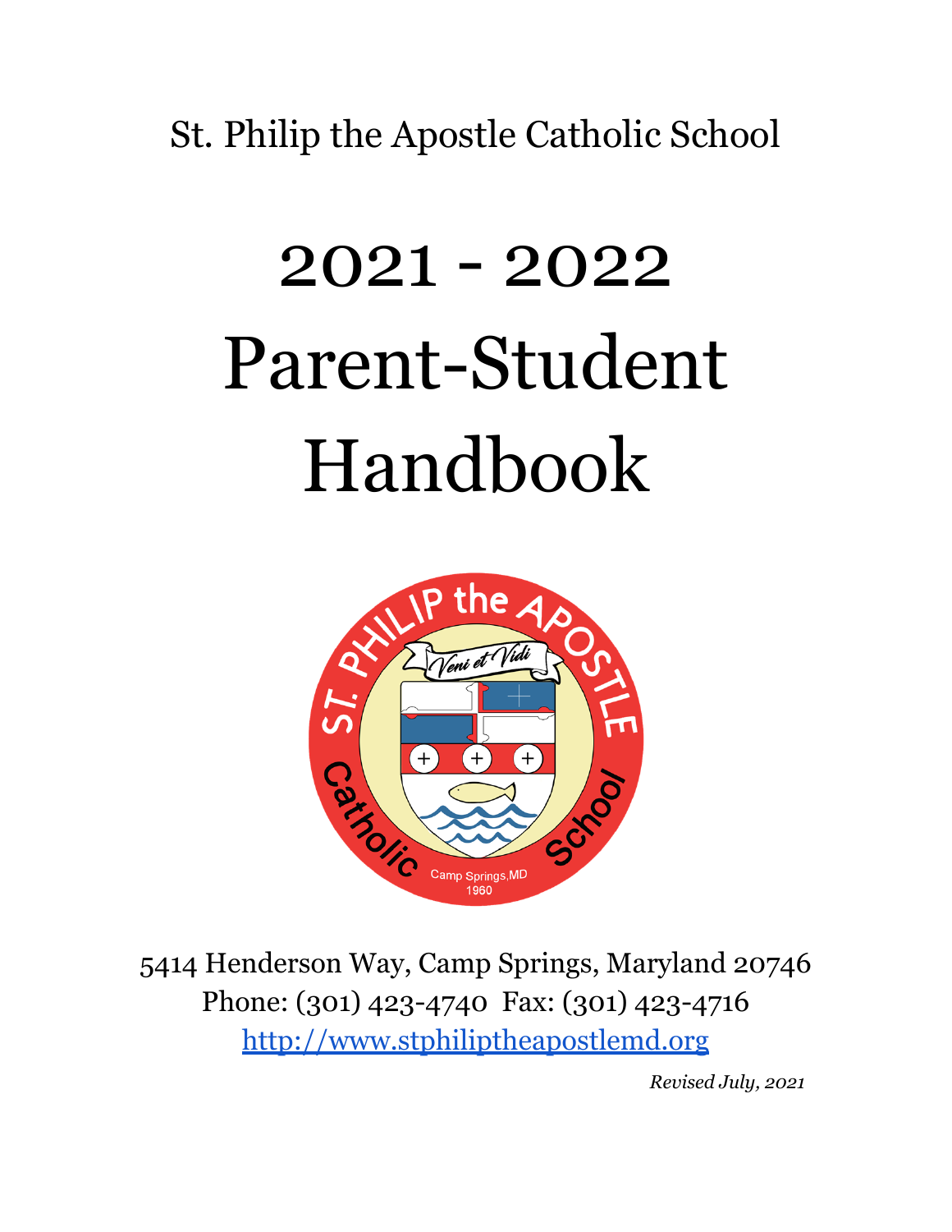St. Philip the Apostle Catholic School

# 2021 - 2022 Parent-Student Handbook

5414 Henderson Way, Camp Springs, Maryland 20746
Phone: (301) 423-4740 Fax: (301) 423-4716
http://www.stphiliptheapostlemd.org

*Revised July, 2021*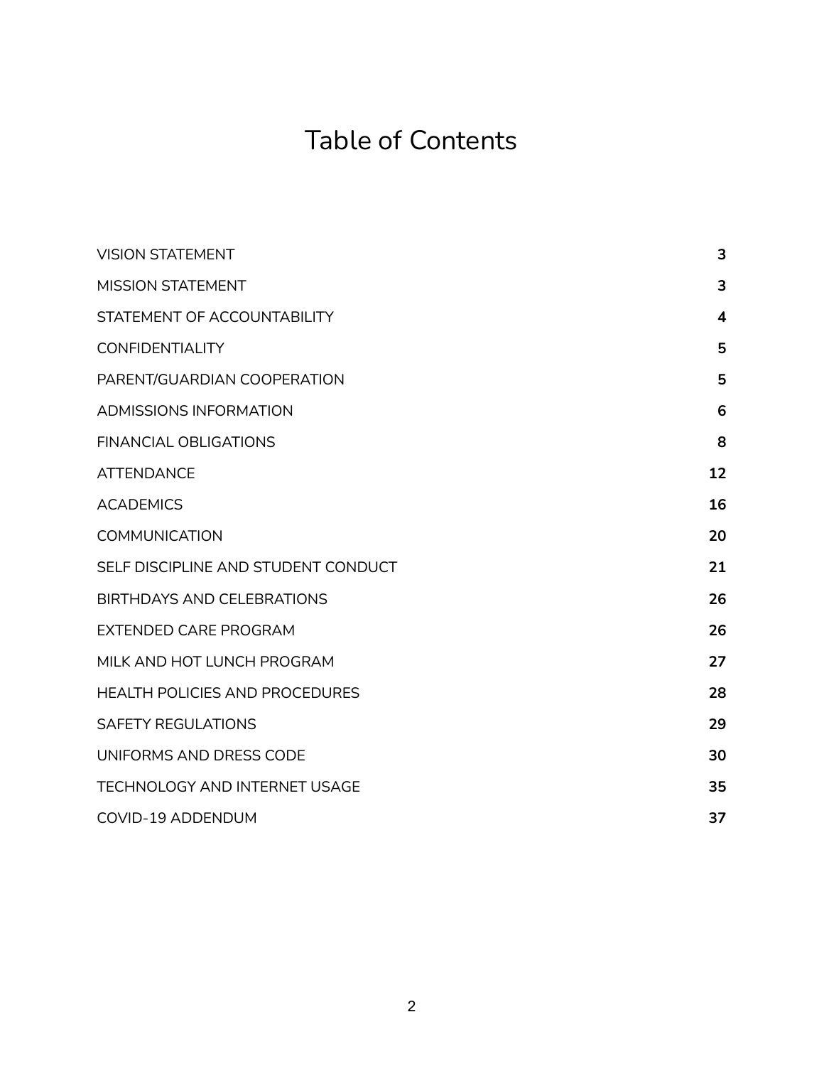# Table of Contents

| | |
|---|---|
| VISION STATEMENT | **3** |
| MISSION STATEMENT | **3** |
| STATEMENT OF ACCOUNTABILITY | **4** |
| CONFIDENTIALITY | **5** |
| PARENT/GUARDIAN COOPERATION | **5** |
| ADMISSIONS INFORMATION | **6** |
| FINANCIAL OBLIGATIONS | **8** |
| ATTENDANCE | **12** |
| ACADEMICS | **16** |
| COMMUNICATION | **20** |
| SELF DISCIPLINE AND STUDENT CONDUCT | **21** |
| BIRTHDAYS AND CELEBRATIONS | **26** |
| EXTENDED CARE PROGRAM | **26** |
| MILK AND HOT LUNCH PROGRAM | **27** |
| HEALTH POLICIES AND PROCEDURES | **28** |
| SAFETY REGULATIONS | **29** |
| UNIFORMS AND DRESS CODE | **30** |
| TECHNOLOGY AND INTERNET USAGE | **35** |
| COVID-19 ADDENDUM | **37** |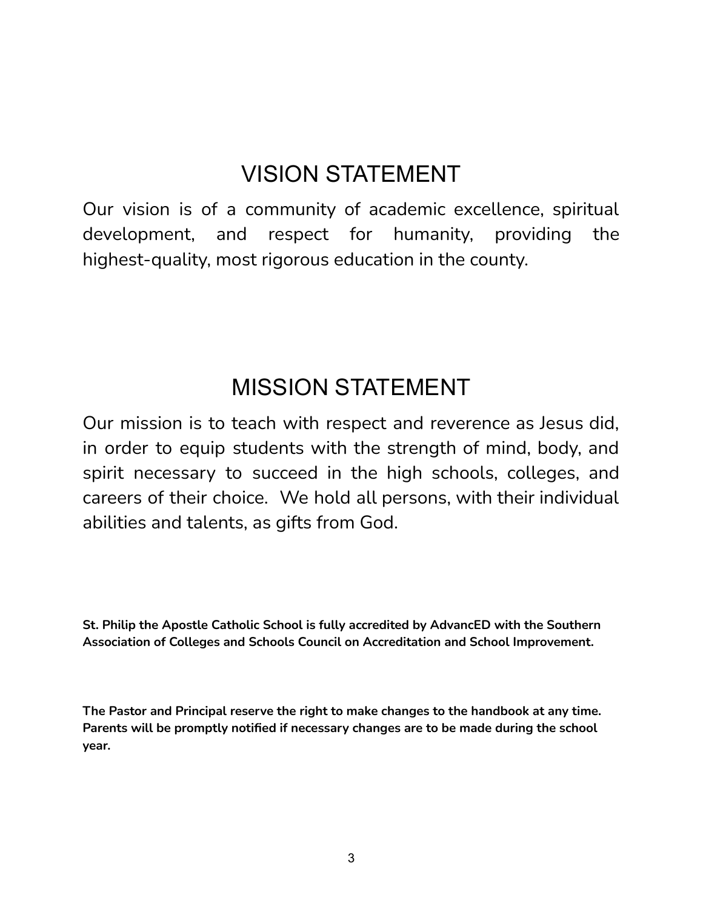# VISION STATEMENT

Our vision is of a community of academic excellence, spiritual development, and respect for humanity, providing the highest-quality, most rigorous education in the county.

# MISSION STATEMENT

Our mission is to teach with respect and reverence as Jesus did, in order to equip students with the strength of mind, body, and spirit necessary to succeed in the high schools, colleges, and careers of their choice. We hold all persons, with their individual abilities and talents, as gifts from God.

**St. Philip the Apostle Catholic School is fully accredited by AdvancED with the Southern Association of Colleges and Schools Council on Accreditation and School Improvement.**

**The Pastor and Principal reserve the right to make changes to the handbook at any time. Parents will be promptly notified if necessary changes are to be made during the school year.**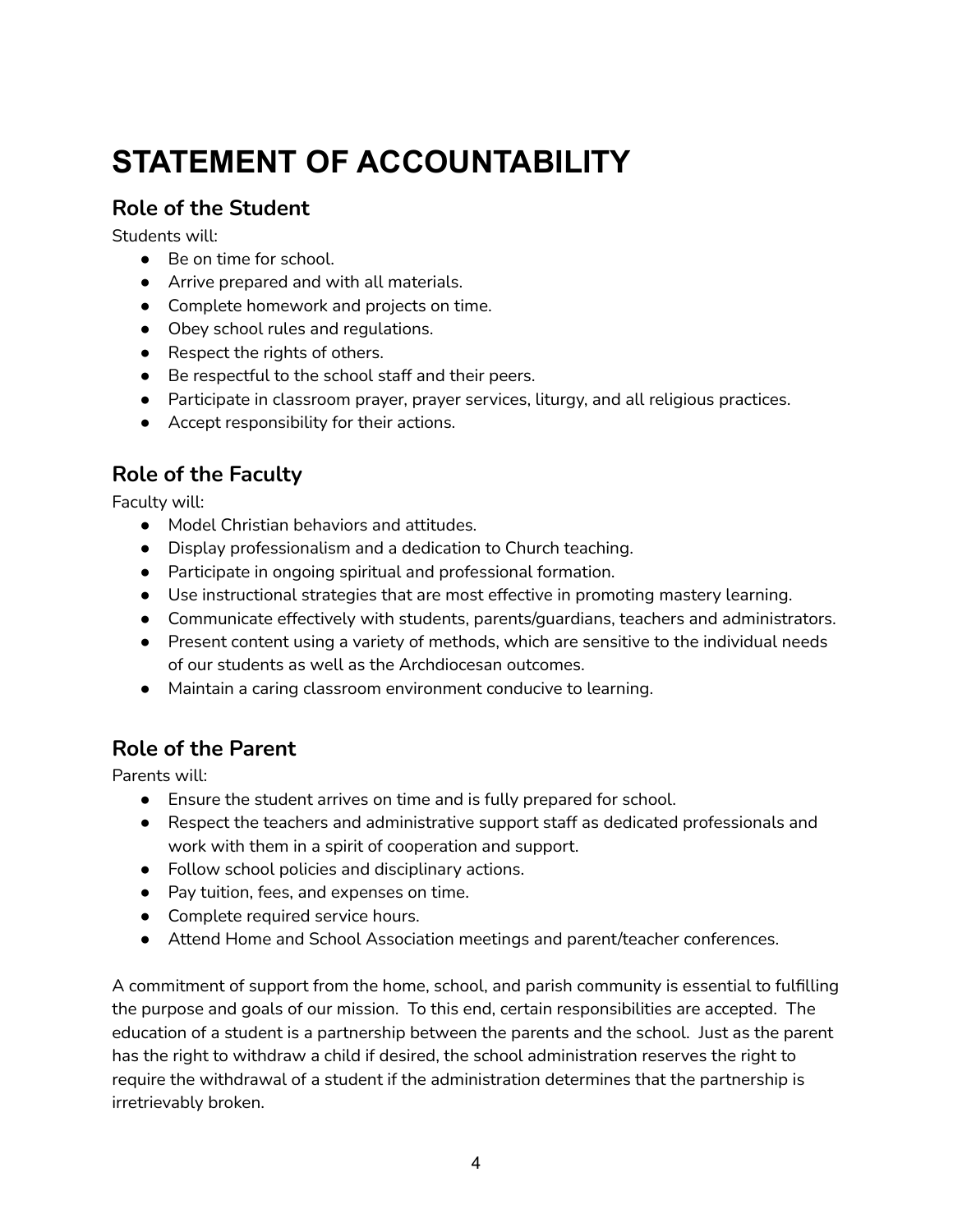# STATEMENT OF ACCOUNTABILITY

## Role of the Student

Students will:

- Be on time for school.
- Arrive prepared and with all materials.
- Complete homework and projects on time.
- Obey school rules and regulations.
- Respect the rights of others.
- Be respectful to the school staff and their peers.
- Participate in classroom prayer, prayer services, liturgy, and all religious practices.
- Accept responsibility for their actions.

## Role of the Faculty

Faculty will:

- Model Christian behaviors and attitudes.
- Display professionalism and a dedication to Church teaching.
- Participate in ongoing spiritual and professional formation.
- Use instructional strategies that are most effective in promoting mastery learning.
- Communicate effectively with students, parents/guardians, teachers and administrators.
- Present content using a variety of methods, which are sensitive to the individual needs of our students as well as the Archdiocesan outcomes.
- Maintain a caring classroom environment conducive to learning.

## Role of the Parent

Parents will:

- Ensure the student arrives on time and is fully prepared for school.
- Respect the teachers and administrative support staff as dedicated professionals and work with them in a spirit of cooperation and support.
- Follow school policies and disciplinary actions.
- Pay tuition, fees, and expenses on time.
- Complete required service hours.
- Attend Home and School Association meetings and parent/teacher conferences.

A commitment of support from the home, school, and parish community is essential to fulfilling the purpose and goals of our mission. To this end, certain responsibilities are accepted. The education of a student is a partnership between the parents and the school. Just as the parent has the right to withdraw a child if desired, the school administration reserves the right to require the withdrawal of a student if the administration determines that the partnership is irretrievably broken.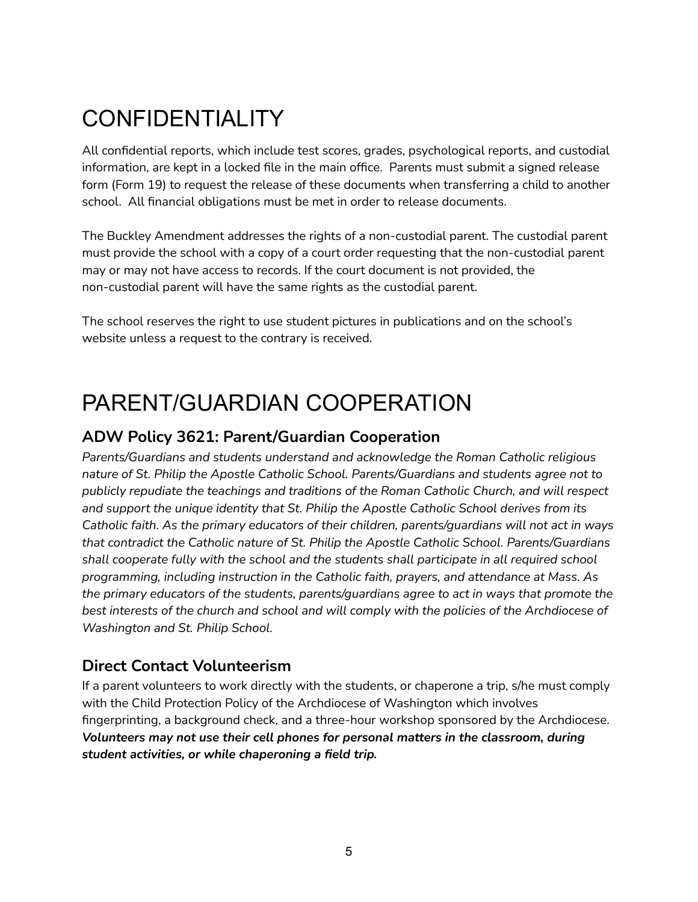# CONFIDENTIALITY

All confidential reports, which include test scores, grades, psychological reports, and custodial information, are kept in a locked file in the main office. Parents must submit a signed release form (Form 19) to request the release of these documents when transferring a child to another school. All financial obligations must be met in order to release documents.

The Buckley Amendment addresses the rights of a non-custodial parent. The custodial parent must provide the school with a copy of a court order requesting that the non-custodial parent may or may not have access to records. If the court document is not provided, the non-custodial parent will have the same rights as the custodial parent.

The school reserves the right to use student pictures in publications and on the school's website unless a request to the contrary is received.

# PARENT/GUARDIAN COOPERATION

## ADW Policy 3621: Parent/Guardian Cooperation

*Parents/Guardians and students understand and acknowledge the Roman Catholic religious nature of St. Philip the Apostle Catholic School. Parents/Guardians and students agree not to publicly repudiate the teachings and traditions of the Roman Catholic Church, and will respect and support the unique identity that St. Philip the Apostle Catholic School derives from its Catholic faith. As the primary educators of their children, parents/guardians will not act in ways that contradict the Catholic nature of St. Philip the Apostle Catholic School. Parents/Guardians shall cooperate fully with the school and the students shall participate in all required school programming, including instruction in the Catholic faith, prayers, and attendance at Mass. As the primary educators of the students, parents/guardians agree to act in ways that promote the best interests of the church and school and will comply with the policies of the Archdiocese of Washington and St. Philip School.*

## Direct Contact Volunteerism

If a parent volunteers to work directly with the students, or chaperone a trip, s/he must comply with the Child Protection Policy of the Archdiocese of Washington which involves fingerprinting, a background check, and a three-hour workshop sponsored by the Archdiocese. ***Volunteers may not use their cell phones for personal matters in the classroom, during student activities, or while chaperoning a field trip.***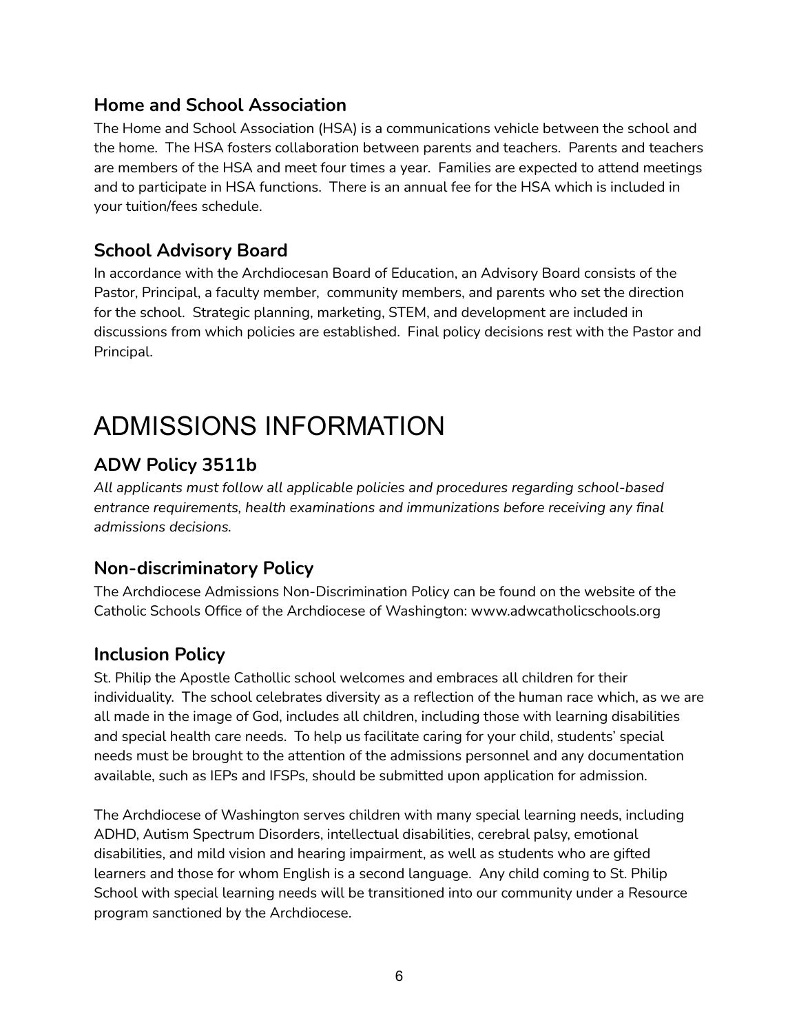## Home and School Association

The Home and School Association (HSA) is a communications vehicle between the school and the home. The HSA fosters collaboration between parents and teachers. Parents and teachers are members of the HSA and meet four times a year. Families are expected to attend meetings and to participate in HSA functions. There is an annual fee for the HSA which is included in your tuition/fees schedule.

## School Advisory Board

In accordance with the Archdiocesan Board of Education, an Advisory Board consists of the Pastor, Principal, a faculty member, community members, and parents who set the direction for the school. Strategic planning, marketing, STEM, and development are included in discussions from which policies are established. Final policy decisions rest with the Pastor and Principal.

# ADMISSIONS INFORMATION

## ADW Policy 3511b

*All applicants must follow all applicable policies and procedures regarding school-based entrance requirements, health examinations and immunizations before receiving any final admissions decisions.*

## Non-discriminatory Policy

The Archdiocese Admissions Non-Discrimination Policy can be found on the website of the Catholic Schools Office of the Archdiocese of Washington: www.adwcatholicschools.org

## Inclusion Policy

St. Philip the Apostle Cathollic school welcomes and embraces all children for their individuality. The school celebrates diversity as a reflection of the human race which, as we are all made in the image of God, includes all children, including those with learning disabilities and special health care needs. To help us facilitate caring for your child, students' special needs must be brought to the attention of the admissions personnel and any documentation available, such as IEPs and IFSPs, should be submitted upon application for admission.

The Archdiocese of Washington serves children with many special learning needs, including ADHD, Autism Spectrum Disorders, intellectual disabilities, cerebral palsy, emotional disabilities, and mild vision and hearing impairment, as well as students who are gifted learners and those for whom English is a second language. Any child coming to St. Philip School with special learning needs will be transitioned into our community under a Resource program sanctioned by the Archdiocese.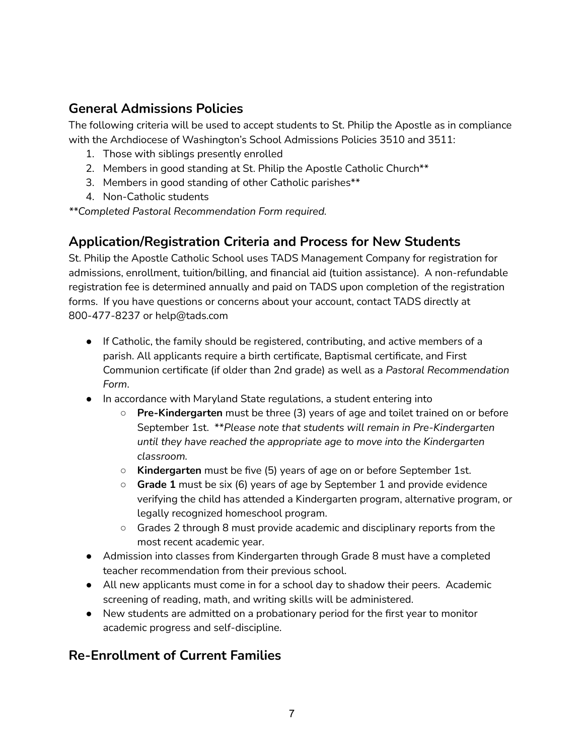## General Admissions Policies

The following criteria will be used to accept students to St. Philip the Apostle as in compliance with the Archdiocese of Washington's School Admissions Policies 3510 and 3511:

1. Those with siblings presently enrolled
2. Members in good standing at St. Philip the Apostle Catholic Church**
3. Members in good standing of other Catholic parishes**
4. Non-Catholic students

*\*\*Completed Pastoral Recommendation Form required.*

## Application/Registration Criteria and Process for New Students

St. Philip the Apostle Catholic School uses TADS Management Company for registration for admissions, enrollment, tuition/billing, and financial aid (tuition assistance). A non-refundable registration fee is determined annually and paid on TADS upon completion of the registration forms. If you have questions or concerns about your account, contact TADS directly at 800-477-8237 or help@tads.com

- If Catholic, the family should be registered, contributing, and active members of a parish. All applicants require a birth certificate, Baptismal certificate, and First Communion certificate (if older than 2nd grade) as well as a *Pastoral Recommendation Form*.
- In accordance with Maryland State regulations, a student entering into
    - **Pre-Kindergarten** must be three (3) years of age and toilet trained on or before September 1st. *\*\*Please note that students will remain in Pre-Kindergarten until they have reached the appropriate age to move into the Kindergarten classroom.*
    - **Kindergarten** must be five (5) years of age on or before September 1st.
    - **Grade 1** must be six (6) years of age by September 1 and provide evidence verifying the child has attended a Kindergarten program, alternative program, or legally recognized homeschool program.
    - Grades 2 through 8 must provide academic and disciplinary reports from the most recent academic year.
- Admission into classes from Kindergarten through Grade 8 must have a completed teacher recommendation from their previous school.
- All new applicants must come in for a school day to shadow their peers. Academic screening of reading, math, and writing skills will be administered.
- New students are admitted on a probationary period for the first year to monitor academic progress and self-discipline.

## Re-Enrollment of Current Families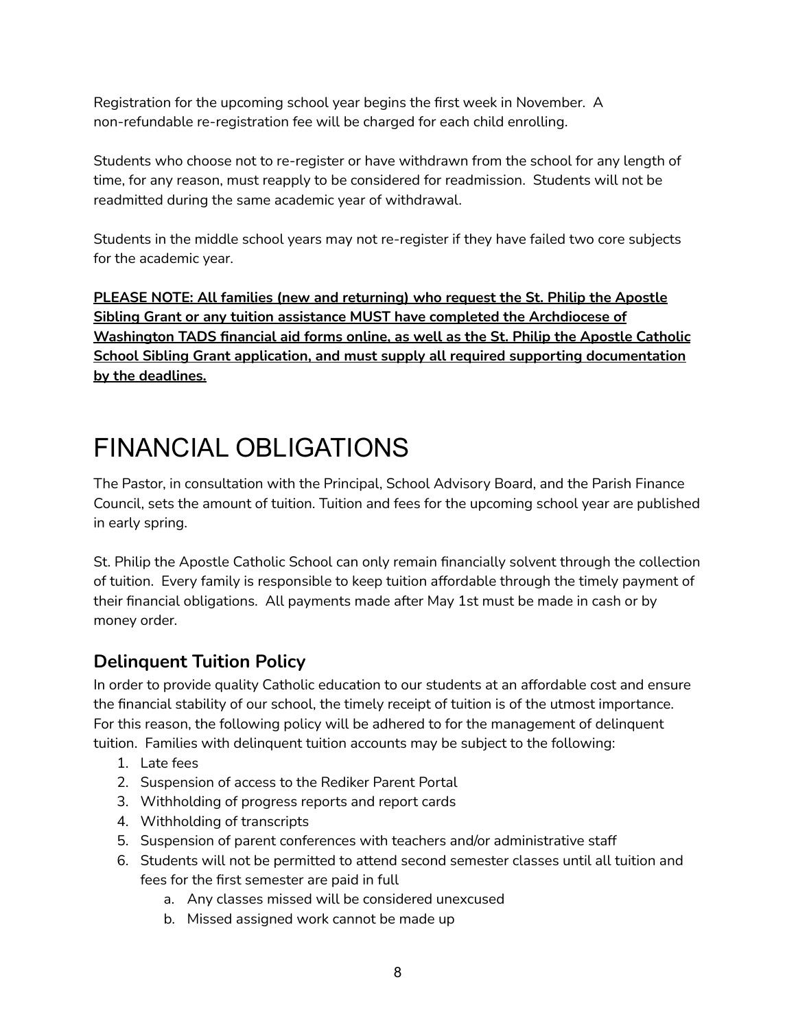Registration for the upcoming school year begins the first week in November. A non-refundable re-registration fee will be charged for each child enrolling.

Students who choose not to re-register or have withdrawn from the school for any length of time, for any reason, must reapply to be considered for readmission. Students will not be readmitted during the same academic year of withdrawal.

Students in the middle school years may not re-register if they have failed two core subjects for the academic year.

**PLEASE NOTE: All families (new and returning) who request the St. Philip the Apostle Sibling Grant or any tuition assistance MUST have completed the Archdiocese of Washington TADS financial aid forms online, as well as the St. Philip the Apostle Catholic School Sibling Grant application, and must supply all required supporting documentation by the deadlines.**

# FINANCIAL OBLIGATIONS

The Pastor, in consultation with the Principal, School Advisory Board, and the Parish Finance Council, sets the amount of tuition. Tuition and fees for the upcoming school year are published in early spring.

St. Philip the Apostle Catholic School can only remain financially solvent through the collection of tuition. Every family is responsible to keep tuition affordable through the timely payment of their financial obligations. All payments made after May 1st must be made in cash or by money order.

## Delinquent Tuition Policy

In order to provide quality Catholic education to our students at an affordable cost and ensure the financial stability of our school, the timely receipt of tuition is of the utmost importance. For this reason, the following policy will be adhered to for the management of delinquent tuition. Families with delinquent tuition accounts may be subject to the following:

1. Late fees
2. Suspension of access to the Rediker Parent Portal
3. Withholding of progress reports and report cards
4. Withholding of transcripts
5. Suspension of parent conferences with teachers and/or administrative staff
6. Students will not be permitted to attend second semester classes until all tuition and fees for the first semester are paid in full
    a. Any classes missed will be considered unexcused
    b. Missed assigned work cannot be made up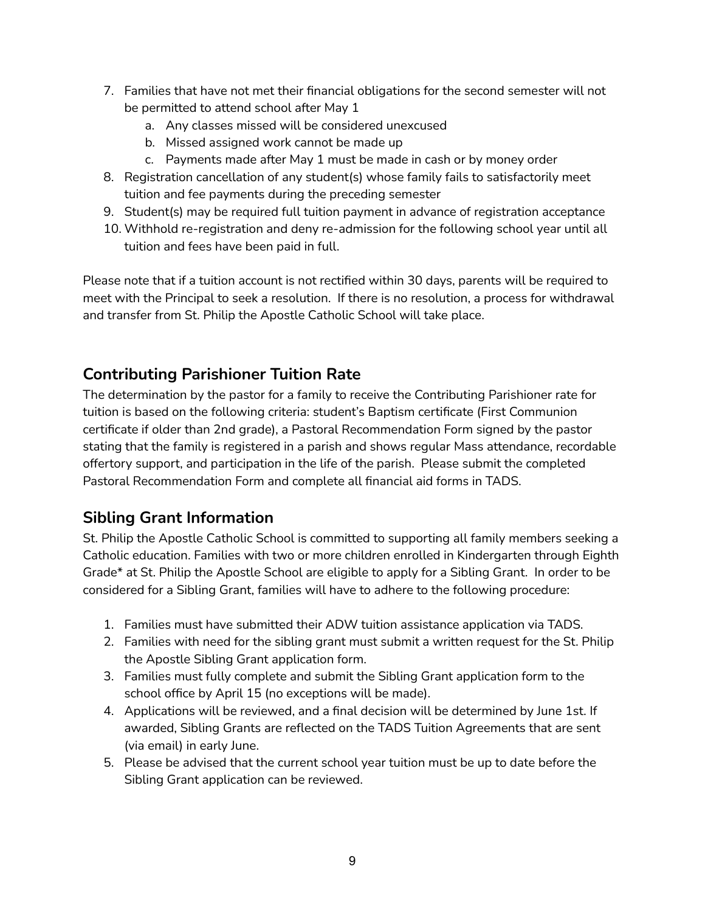7. Families that have not met their financial obligations for the second semester will not be permitted to attend school after May 1
    a. Any classes missed will be considered unexcused
    b. Missed assigned work cannot be made up
    c. Payments made after May 1 must be made in cash or by money order
8. Registration cancellation of any student(s) whose family fails to satisfactorily meet tuition and fee payments during the preceding semester
9. Student(s) may be required full tuition payment in advance of registration acceptance
10. Withhold re-registration and deny re-admission for the following school year until all tuition and fees have been paid in full.

Please note that if a tuition account is not rectified within 30 days, parents will be required to meet with the Principal to seek a resolution. If there is no resolution, a process for withdrawal and transfer from St. Philip the Apostle Catholic School will take place.

## Contributing Parishioner Tuition Rate

The determination by the pastor for a family to receive the Contributing Parishioner rate for tuition is based on the following criteria: student's Baptism certificate (First Communion certificate if older than 2nd grade), a Pastoral Recommendation Form signed by the pastor stating that the family is registered in a parish and shows regular Mass attendance, recordable offertory support, and participation in the life of the parish. Please submit the completed Pastoral Recommendation Form and complete all financial aid forms in TADS.

## Sibling Grant Information

St. Philip the Apostle Catholic School is committed to supporting all family members seeking a Catholic education. Families with two or more children enrolled in Kindergarten through Eighth Grade* at St. Philip the Apostle School are eligible to apply for a Sibling Grant. In order to be considered for a Sibling Grant, families will have to adhere to the following procedure:

1. Families must have submitted their ADW tuition assistance application via TADS.
2. Families with need for the sibling grant must submit a written request for the St. Philip the Apostle Sibling Grant application form.
3. Families must fully complete and submit the Sibling Grant application form to the school office by April 15 (no exceptions will be made).
4. Applications will be reviewed, and a final decision will be determined by June 1st. If awarded, Sibling Grants are reflected on the TADS Tuition Agreements that are sent (via email) in early June.
5. Please be advised that the current school year tuition must be up to date before the Sibling Grant application can be reviewed.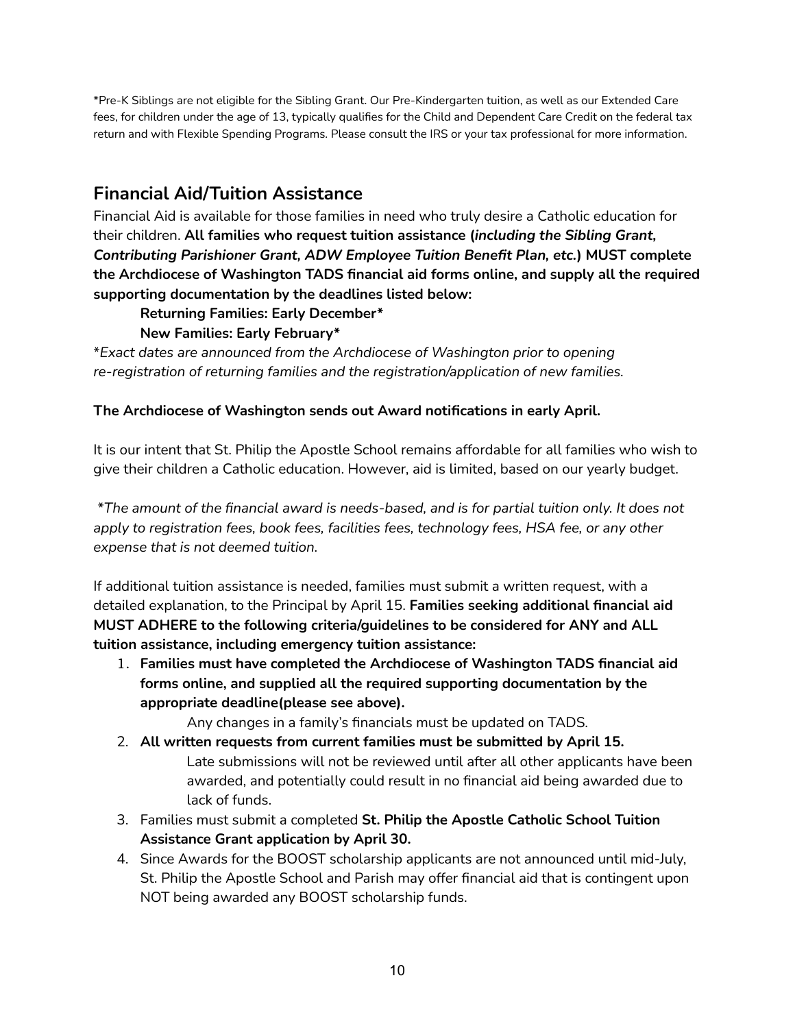*Pre-K Siblings are not eligible for the Sibling Grant. Our Pre-Kindergarten tuition, as well as our Extended Care fees, for children under the age of 13, typically qualifies for the Child and Dependent Care Credit on the federal tax return and with Flexible Spending Programs. Please consult the IRS or your tax professional for more information.

## Financial Aid/Tuition Assistance

Financial Aid is available for those families in need who truly desire a Catholic education for their children. **All families who request tuition assistance (*including the Sibling Grant, Contributing Parishioner Grant, ADW Employee Tuition Benefit Plan, etc.*) MUST complete the Archdiocese of Washington TADS financial aid forms online, and supply all the required supporting documentation by the deadlines listed below:**

**Returning Families: Early December***

**New Families: Early February***

**Exact dates are announced from the Archdiocese of Washington prior to opening re-registration of returning families and the registration/application of new families.*

**The Archdiocese of Washington sends out Award notifications in early April.**

It is our intent that St. Philip the Apostle School remains affordable for all families who wish to give their children a Catholic education. However, aid is limited, based on our yearly budget.

**The amount of the financial award is needs-based, and is for partial tuition only. It does not apply to registration fees, book fees, facilities fees, technology fees, HSA fee, or any other expense that is not deemed tuition.*

If additional tuition assistance is needed, families must submit a written request, with a detailed explanation, to the Principal by April 15. **Families seeking additional financial aid MUST ADHERE to the following criteria/guidelines to be considered for ANY and ALL tuition assistance, including emergency tuition assistance:**

1. **Families must have completed the Archdiocese of Washington TADS financial aid forms online, and supplied all the required supporting documentation by the appropriate deadline(please see above).**

   Any changes in a family's financials must be updated on TADS.

2. **All written requests from current families must be submitted by April 15.**

   Late submissions will not be reviewed until after all other applicants have been awarded, and potentially could result in no financial aid being awarded due to lack of funds.

3. Families must submit a completed **St. Philip the Apostle Catholic School Tuition Assistance Grant application by April 30.**

4. Since Awards for the BOOST scholarship applicants are not announced until mid-July, St. Philip the Apostle School and Parish may offer financial aid that is contingent upon NOT being awarded any BOOST scholarship funds.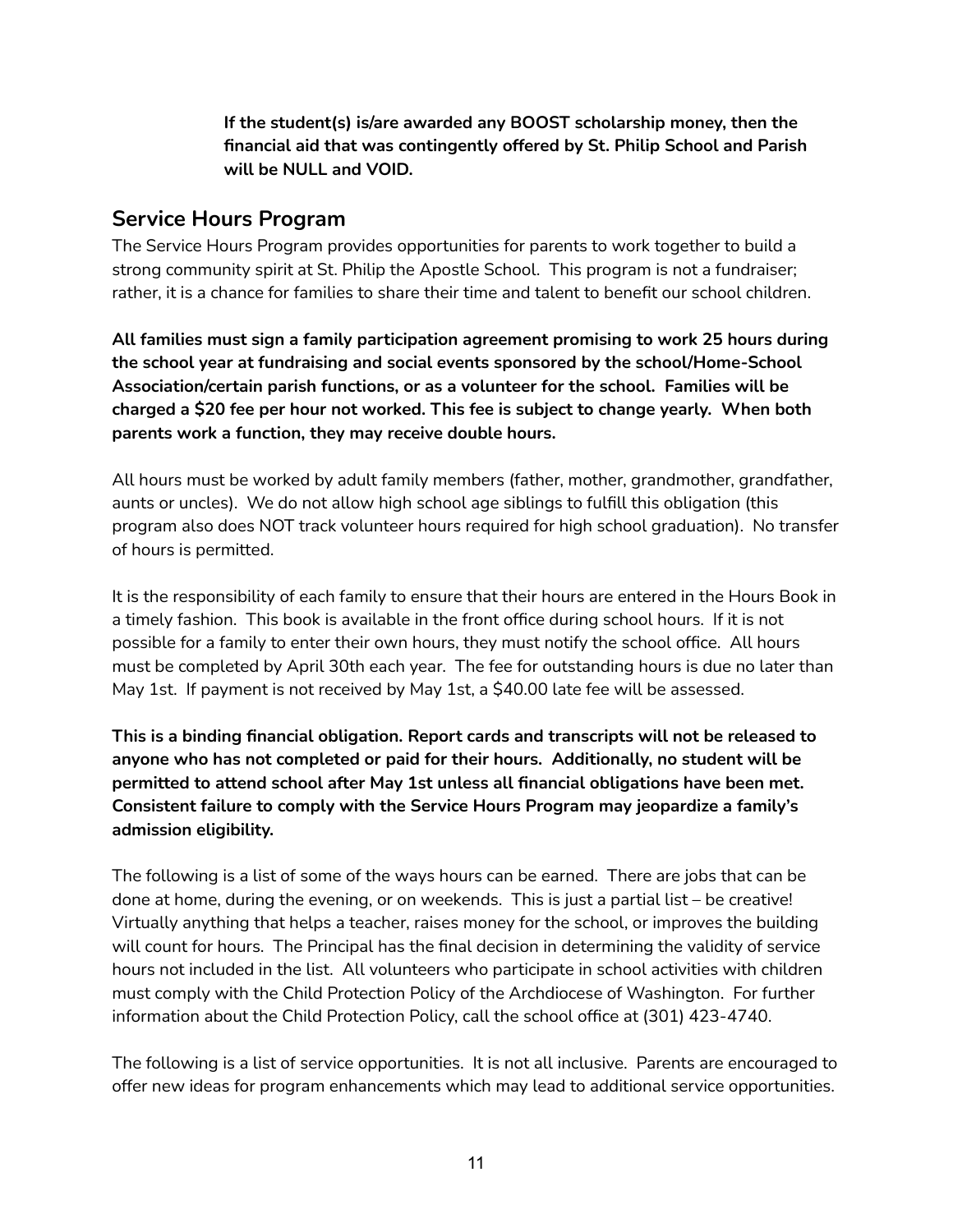**If the student(s) is/are awarded any BOOST scholarship money, then the financial aid that was contingently offered by St. Philip School and Parish will be NULL and VOID.**

## Service Hours Program

The Service Hours Program provides opportunities for parents to work together to build a strong community spirit at St. Philip the Apostle School. This program is not a fundraiser; rather, it is a chance for families to share their time and talent to benefit our school children.

**All families must sign a family participation agreement promising to work 25 hours during the school year at fundraising and social events sponsored by the school/Home-School Association/certain parish functions, or as a volunteer for the school. Families will be charged a $20 fee per hour not worked. This fee is subject to change yearly. When both parents work a function, they may receive double hours.**

All hours must be worked by adult family members (father, mother, grandmother, grandfather, aunts or uncles). We do not allow high school age siblings to fulfill this obligation (this program also does NOT track volunteer hours required for high school graduation). No transfer of hours is permitted.

It is the responsibility of each family to ensure that their hours are entered in the Hours Book in a timely fashion. This book is available in the front office during school hours. If it is not possible for a family to enter their own hours, they must notify the school office. All hours must be completed by April 30th each year. The fee for outstanding hours is due no later than May 1st. If payment is not received by May 1st, a $40.00 late fee will be assessed.

**This is a binding financial obligation. Report cards and transcripts will not be released to anyone who has not completed or paid for their hours. Additionally, no student will be permitted to attend school after May 1st unless all financial obligations have been met. Consistent failure to comply with the Service Hours Program may jeopardize a family's admission eligibility.**

The following is a list of some of the ways hours can be earned. There are jobs that can be done at home, during the evening, or on weekends. This is just a partial list – be creative! Virtually anything that helps a teacher, raises money for the school, or improves the building will count for hours. The Principal has the final decision in determining the validity of service hours not included in the list. All volunteers who participate in school activities with children must comply with the Child Protection Policy of the Archdiocese of Washington. For further information about the Child Protection Policy, call the school office at (301) 423-4740.

The following is a list of service opportunities. It is not all inclusive. Parents are encouraged to offer new ideas for program enhancements which may lead to additional service opportunities.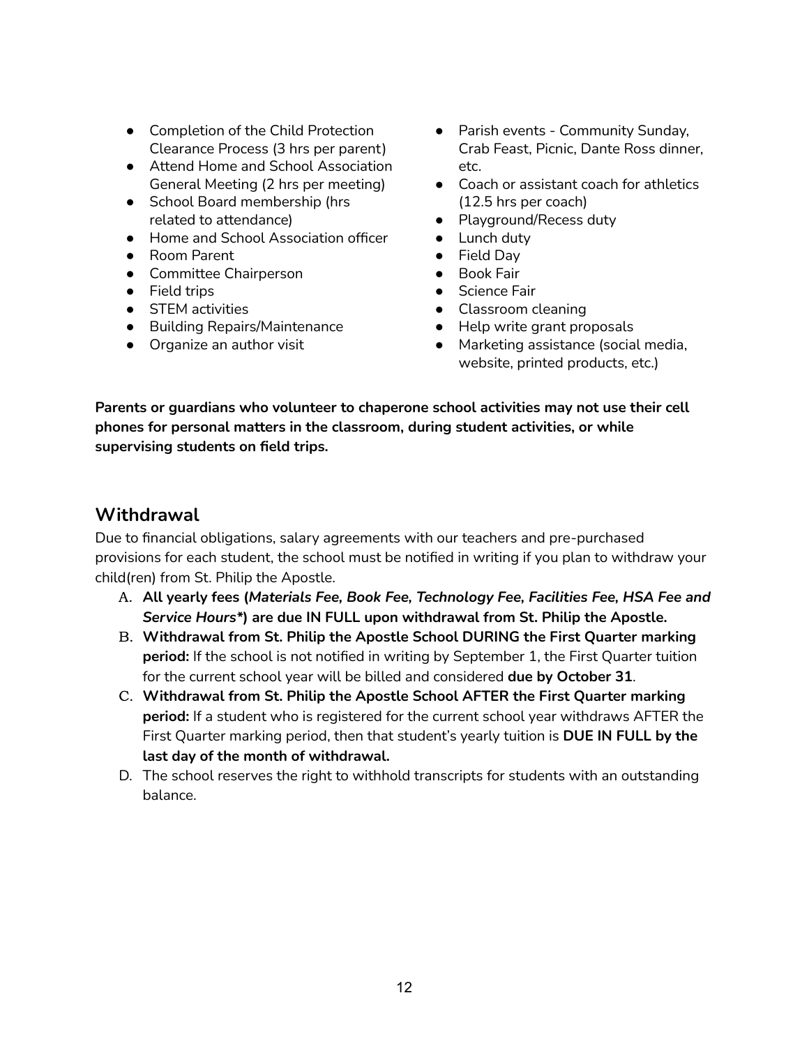- Completion of the Child Protection Clearance Process (3 hrs per parent)
- Attend Home and School Association General Meeting (2 hrs per meeting)
- School Board membership (hrs related to attendance)
- Home and School Association officer
- Room Parent
- Committee Chairperson
- Field trips
- STEM activities
- Building Repairs/Maintenance
- Organize an author visit
- Parish events - Community Sunday, Crab Feast, Picnic, Dante Ross dinner, etc.
- Coach or assistant coach for athletics (12.5 hrs per coach)
- Playground/Recess duty
- Lunch duty
- Field Day
- Book Fair
- Science Fair
- Classroom cleaning
- Help write grant proposals
- Marketing assistance (social media, website, printed products, etc.)

**Parents or guardians who volunteer to chaperone school activities may not use their cell phones for personal matters in the classroom, during student activities, or while supervising students on field trips.**

## Withdrawal

Due to financial obligations, salary agreements with our teachers and pre-purchased provisions for each student, the school must be notified in writing if you plan to withdraw your child(ren) from St. Philip the Apostle.

A. **All yearly fees (*Materials Fee, Book Fee, Technology Fee, Facilities Fee, HSA Fee and Service Hours**\*) are due IN FULL upon withdrawal from St. Philip the Apostle.**
B. **Withdrawal from St. Philip the Apostle School DURING the First Quarter marking period:** If the school is not notified in writing by September 1, the First Quarter tuition for the current school year will be billed and considered **due by October 31**.
C. **Withdrawal from St. Philip the Apostle School AFTER the First Quarter marking period:** If a student who is registered for the current school year withdraws AFTER the First Quarter marking period, then that student's yearly tuition is **DUE IN FULL by the last day of the month of withdrawal.**
D. The school reserves the right to withhold transcripts for students with an outstanding balance.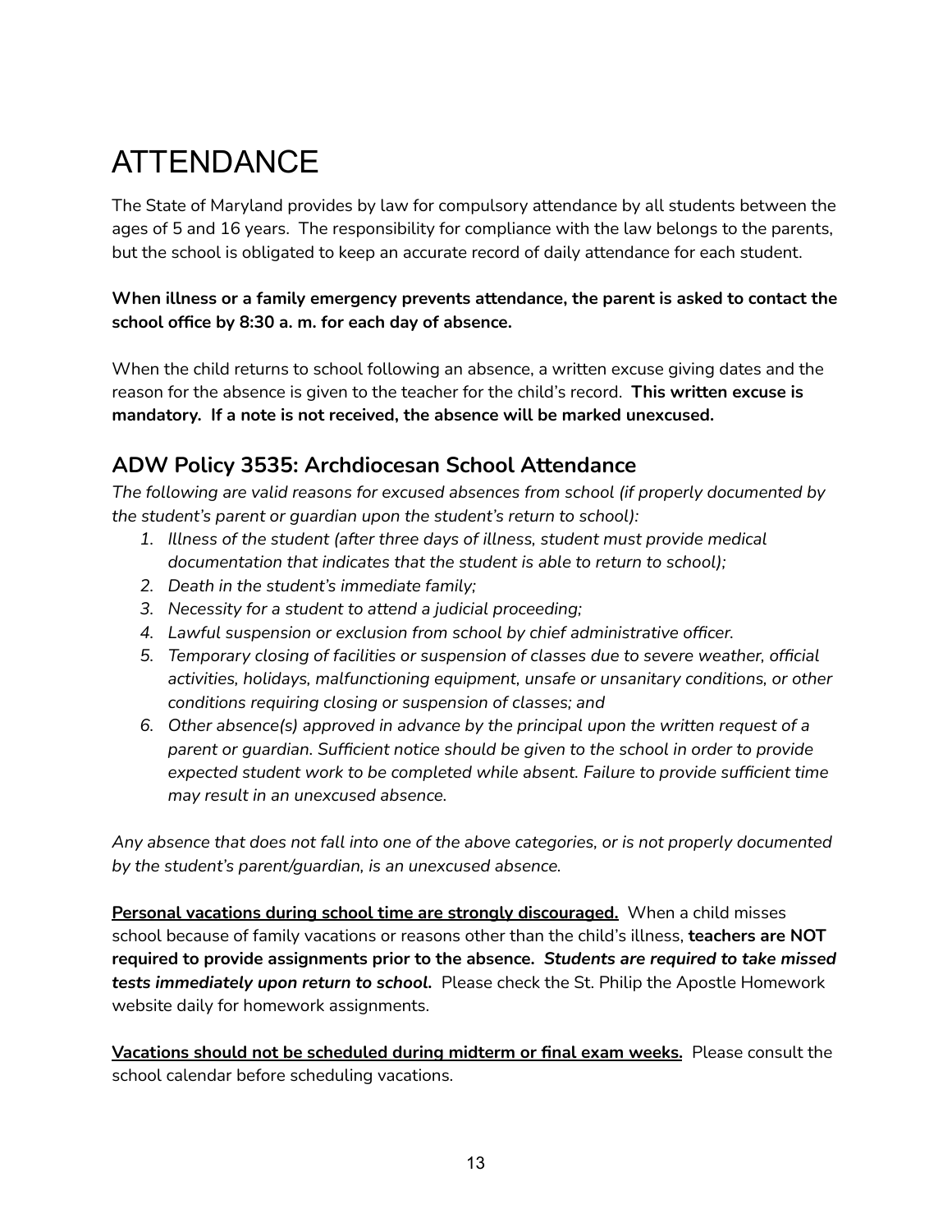# ATTENDANCE

The State of Maryland provides by law for compulsory attendance by all students between the ages of 5 and 16 years. The responsibility for compliance with the law belongs to the parents, but the school is obligated to keep an accurate record of daily attendance for each student.

**When illness or a family emergency prevents attendance, the parent is asked to contact the school office by 8:30 a. m. for each day of absence.**

When the child returns to school following an absence, a written excuse giving dates and the reason for the absence is given to the teacher for the child's record. **This written excuse is mandatory. If a note is not received, the absence will be marked unexcused.**

## ADW Policy 3535: Archdiocesan School Attendance

*The following are valid reasons for excused absences from school (if properly documented by the student's parent or guardian upon the student's return to school):*

1. *Illness of the student (after three days of illness, student must provide medical documentation that indicates that the student is able to return to school);*
2. *Death in the student's immediate family;*
3. *Necessity for a student to attend a judicial proceeding;*
4. *Lawful suspension or exclusion from school by chief administrative officer.*
5. *Temporary closing of facilities or suspension of classes due to severe weather, official activities, holidays, malfunctioning equipment, unsafe or unsanitary conditions, or other conditions requiring closing or suspension of classes; and*
6. *Other absence(s) approved in advance by the principal upon the written request of a parent or guardian. Sufficient notice should be given to the school in order to provide expected student work to be completed while absent. Failure to provide sufficient time may result in an unexcused absence.*

*Any absence that does not fall into one of the above categories, or is not properly documented by the student's parent/guardian, is an unexcused absence.*

**Personal vacations during school time are strongly discouraged.** When a child misses school because of family vacations or reasons other than the child's illness, **teachers are NOT required to provide assignments prior to the absence.** ***Students are required to take missed tests immediately upon return to school.*** Please check the St. Philip the Apostle Homework website daily for homework assignments.

**Vacations should not be scheduled during midterm or final exam weeks.** Please consult the school calendar before scheduling vacations.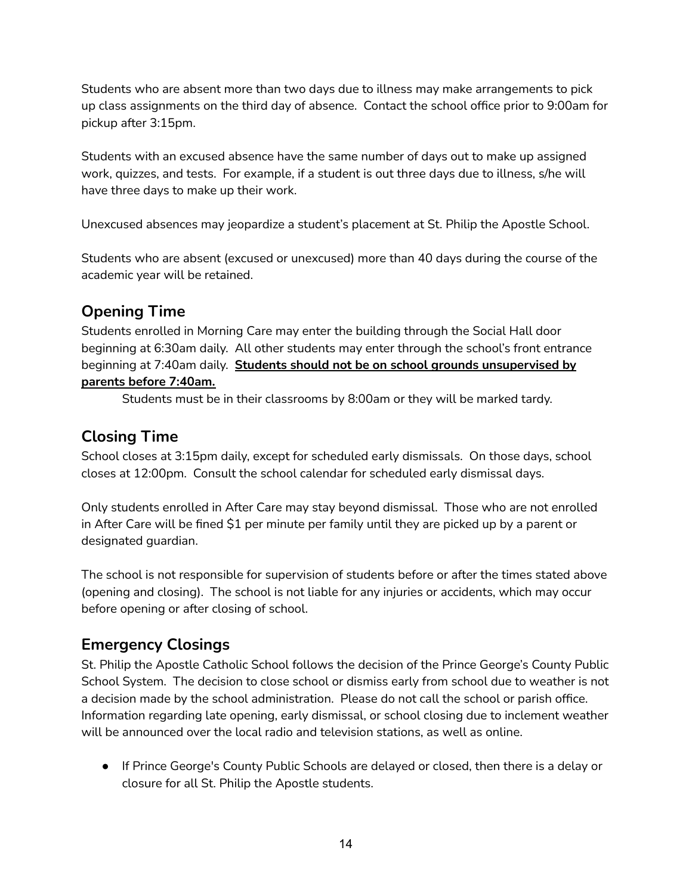Students who are absent more than two days due to illness may make arrangements to pick up class assignments on the third day of absence. Contact the school office prior to 9:00am for pickup after 3:15pm.

Students with an excused absence have the same number of days out to make up assigned work, quizzes, and tests. For example, if a student is out three days due to illness, s/he will have three days to make up their work.

Unexcused absences may jeopardize a student's placement at St. Philip the Apostle School.

Students who are absent (excused or unexcused) more than 40 days during the course of the academic year will be retained.

## Opening Time

Students enrolled in Morning Care may enter the building through the Social Hall door beginning at 6:30am daily. All other students may enter through the school's front entrance beginning at 7:40am daily. **Students should not be on school grounds unsupervised by parents before 7:40am.**

Students must be in their classrooms by 8:00am or they will be marked tardy.

## Closing Time

School closes at 3:15pm daily, except for scheduled early dismissals. On those days, school closes at 12:00pm. Consult the school calendar for scheduled early dismissal days.

Only students enrolled in After Care may stay beyond dismissal. Those who are not enrolled in After Care will be fined $1 per minute per family until they are picked up by a parent or designated guardian.

The school is not responsible for supervision of students before or after the times stated above (opening and closing). The school is not liable for any injuries or accidents, which may occur before opening or after closing of school.

## Emergency Closings

St. Philip the Apostle Catholic School follows the decision of the Prince George's County Public School System. The decision to close school or dismiss early from school due to weather is not a decision made by the school administration. Please do not call the school or parish office. Information regarding late opening, early dismissal, or school closing due to inclement weather will be announced over the local radio and television stations, as well as online.

- If Prince George's County Public Schools are delayed or closed, then there is a delay or closure for all St. Philip the Apostle students.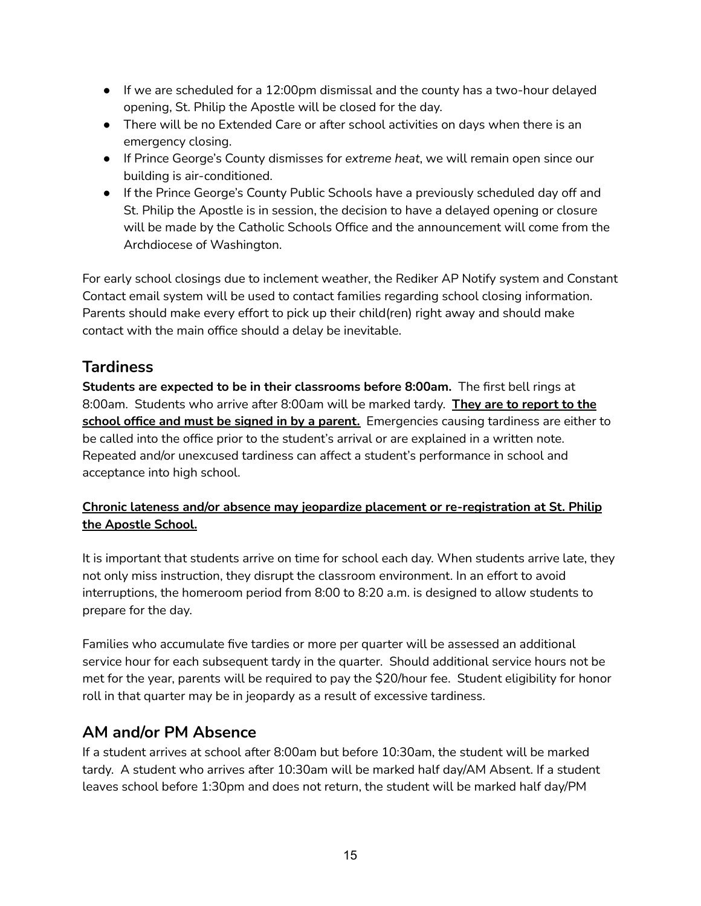- If we are scheduled for a 12:00pm dismissal and the county has a two-hour delayed opening, St. Philip the Apostle will be closed for the day.
- There will be no Extended Care or after school activities on days when there is an emergency closing.
- If Prince George's County dismisses for *extreme heat*, we will remain open since our building is air-conditioned.
- If the Prince George's County Public Schools have a previously scheduled day off and St. Philip the Apostle is in session, the decision to have a delayed opening or closure will be made by the Catholic Schools Office and the announcement will come from the Archdiocese of Washington.

For early school closings due to inclement weather, the Rediker AP Notify system and Constant Contact email system will be used to contact families regarding school closing information. Parents should make every effort to pick up their child(ren) right away and should make contact with the main office should a delay be inevitable.

## Tardiness

**Students are expected to be in their classrooms before 8:00am.** The first bell rings at 8:00am. Students who arrive after 8:00am will be marked tardy. **They are to report to the school office and must be signed in by a parent.** Emergencies causing tardiness are either to be called into the office prior to the student's arrival or are explained in a written note. Repeated and/or unexcused tardiness can affect a student's performance in school and acceptance into high school.

**Chronic lateness and/or absence may jeopardize placement or re-registration at St. Philip the Apostle School.**

It is important that students arrive on time for school each day. When students arrive late, they not only miss instruction, they disrupt the classroom environment. In an effort to avoid interruptions, the homeroom period from 8:00 to 8:20 a.m. is designed to allow students to prepare for the day.

Families who accumulate five tardies or more per quarter will be assessed an additional service hour for each subsequent tardy in the quarter. Should additional service hours not be met for the year, parents will be required to pay the $20/hour fee. Student eligibility for honor roll in that quarter may be in jeopardy as a result of excessive tardiness.

## AM and/or PM Absence

If a student arrives at school after 8:00am but before 10:30am, the student will be marked tardy. A student who arrives after 10:30am will be marked half day/AM Absent. If a student leaves school before 1:30pm and does not return, the student will be marked half day/PM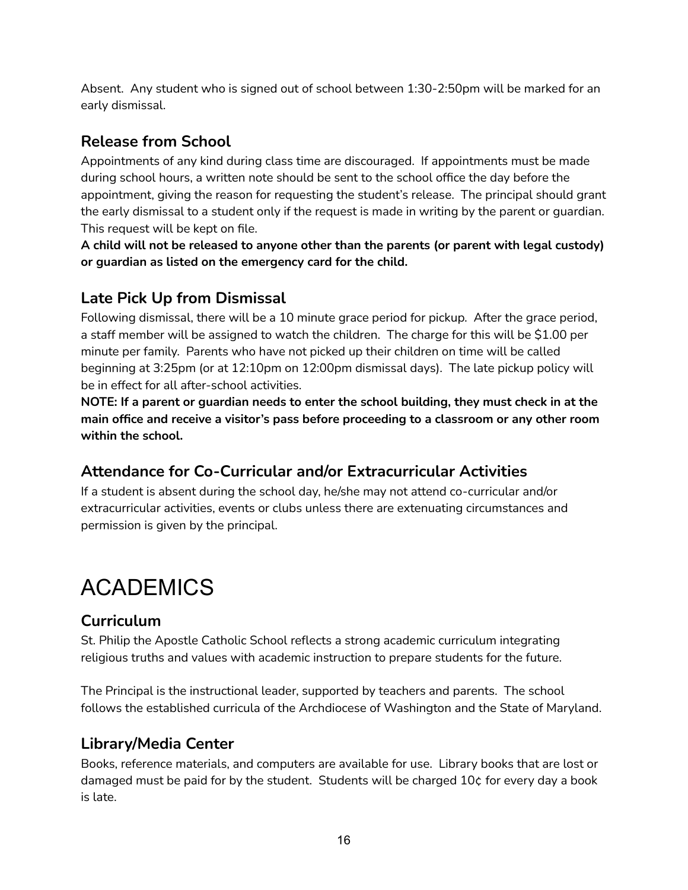Absent. Any student who is signed out of school between 1:30-2:50pm will be marked for an early dismissal.

## Release from School

Appointments of any kind during class time are discouraged. If appointments must be made during school hours, a written note should be sent to the school office the day before the appointment, giving the reason for requesting the student's release. The principal should grant the early dismissal to a student only if the request is made in writing by the parent or guardian. This request will be kept on file.

**A child will not be released to anyone other than the parents (or parent with legal custody) or guardian as listed on the emergency card for the child.**

## Late Pick Up from Dismissal

Following dismissal, there will be a 10 minute grace period for pickup. After the grace period, a staff member will be assigned to watch the children. The charge for this will be $1.00 per minute per family. Parents who have not picked up their children on time will be called beginning at 3:25pm (or at 12:10pm on 12:00pm dismissal days). The late pickup policy will be in effect for all after-school activities.

**NOTE: If a parent or guardian needs to enter the school building, they must check in at the main office and receive a visitor's pass before proceeding to a classroom or any other room within the school.**

## Attendance for Co-Curricular and/or Extracurricular Activities

If a student is absent during the school day, he/she may not attend co-curricular and/or extracurricular activities, events or clubs unless there are extenuating circumstances and permission is given by the principal.

# ACADEMICS

## Curriculum

St. Philip the Apostle Catholic School reflects a strong academic curriculum integrating religious truths and values with academic instruction to prepare students for the future.

The Principal is the instructional leader, supported by teachers and parents. The school follows the established curricula of the Archdiocese of Washington and the State of Maryland.

## Library/Media Center

Books, reference materials, and computers are available for use. Library books that are lost or damaged must be paid for by the student. Students will be charged 10¢ for every day a book is late.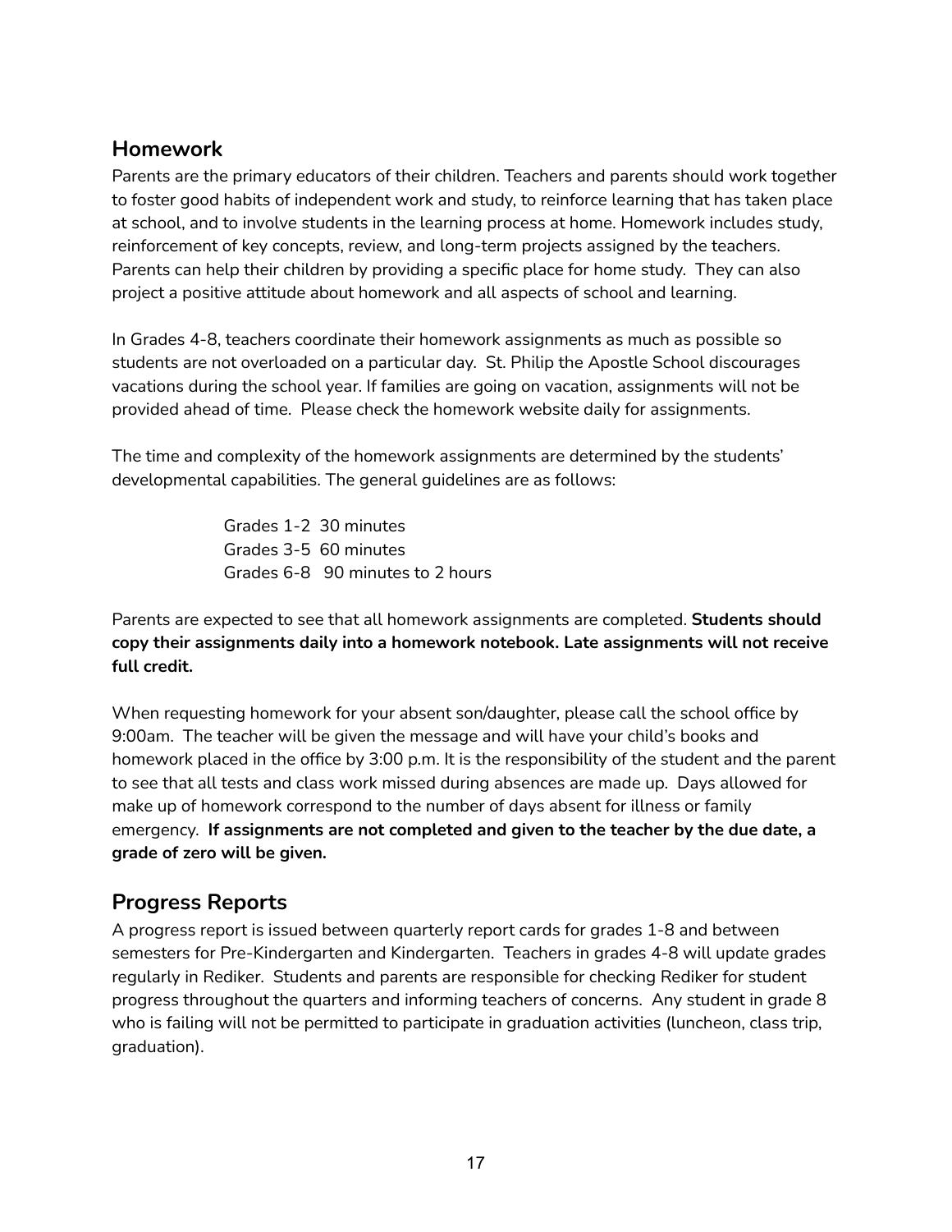## Homework

Parents are the primary educators of their children. Teachers and parents should work together to foster good habits of independent work and study, to reinforce learning that has taken place at school, and to involve students in the learning process at home. Homework includes study, reinforcement of key concepts, review, and long-term projects assigned by the teachers. Parents can help their children by providing a specific place for home study. They can also project a positive attitude about homework and all aspects of school and learning.

In Grades 4-8, teachers coordinate their homework assignments as much as possible so students are not overloaded on a particular day. St. Philip the Apostle School discourages vacations during the school year. If families are going on vacation, assignments will not be provided ahead of time. Please check the homework website daily for assignments.

The time and complexity of the homework assignments are determined by the students' developmental capabilities. The general guidelines are as follows:

Grades 1-2 30 minutes
Grades 3-5 60 minutes
Grades 6-8 90 minutes to 2 hours

Parents are expected to see that all homework assignments are completed. **Students should copy their assignments daily into a homework notebook. Late assignments will not receive full credit.**

When requesting homework for your absent son/daughter, please call the school office by 9:00am. The teacher will be given the message and will have your child's books and homework placed in the office by 3:00 p.m. It is the responsibility of the student and the parent to see that all tests and class work missed during absences are made up. Days allowed for make up of homework correspond to the number of days absent for illness or family emergency. **If assignments are not completed and given to the teacher by the due date, a grade of zero will be given.**

## Progress Reports

A progress report is issued between quarterly report cards for grades 1-8 and between semesters for Pre-Kindergarten and Kindergarten. Teachers in grades 4-8 will update grades regularly in Rediker. Students and parents are responsible for checking Rediker for student progress throughout the quarters and informing teachers of concerns. Any student in grade 8 who is failing will not be permitted to participate in graduation activities (luncheon, class trip, graduation).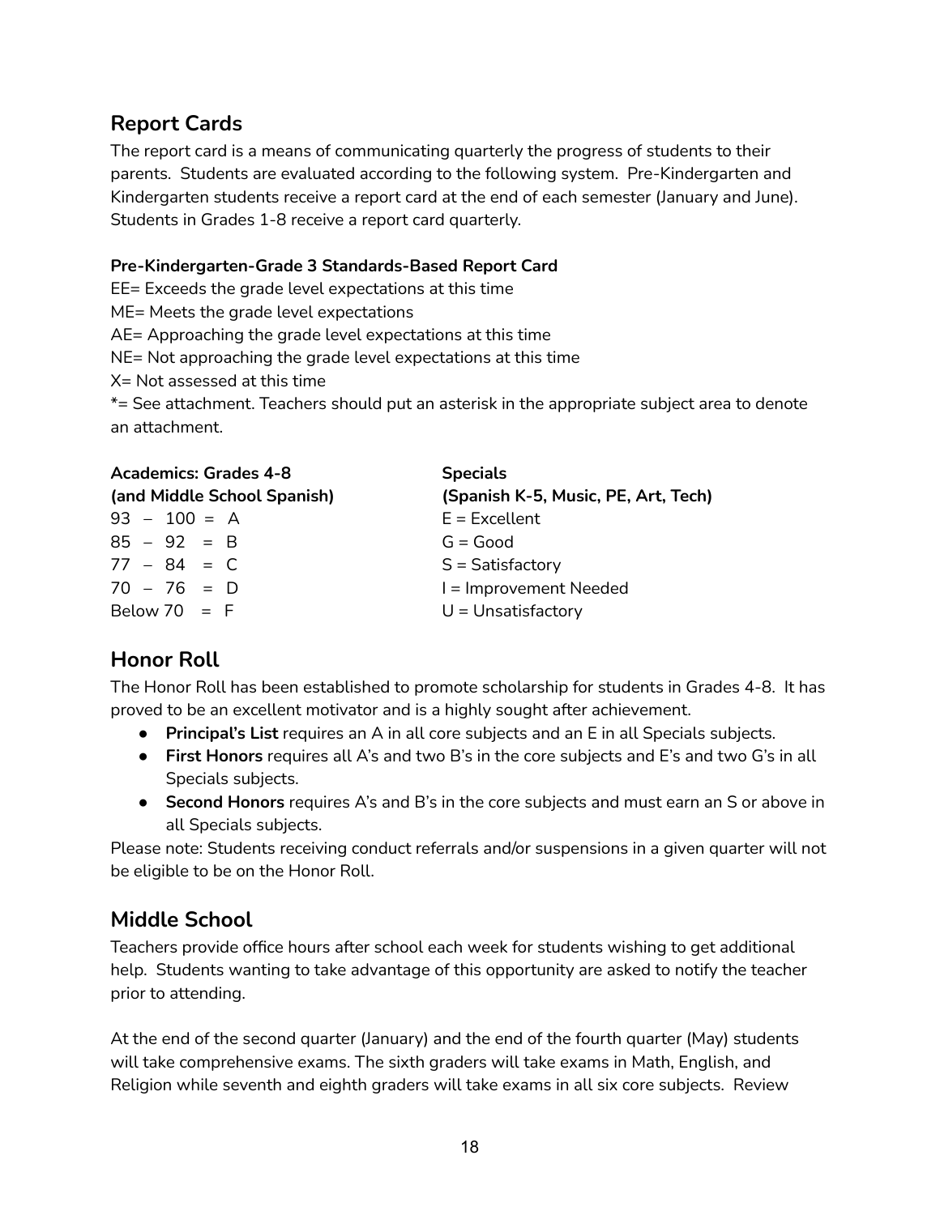## Report Cards

The report card is a means of communicating quarterly the progress of students to their parents. Students are evaluated according to the following system. Pre-Kindergarten and Kindergarten students receive a report card at the end of each semester (January and June). Students in Grades 1-8 receive a report card quarterly.

**Pre-Kindergarten-Grade 3 Standards-Based Report Card**

EE= Exceeds the grade level expectations at this time
ME= Meets the grade level expectations
AE= Approaching the grade level expectations at this time
NE= Not approaching the grade level expectations at this time
X= Not assessed at this time
*= See attachment. Teachers should put an asterisk in the appropriate subject area to denote an attachment.

| **Academics: Grades 4-8 (and Middle School Spanish)** | **Specials (Spanish K-5, Music, PE, Art, Tech)** |
|---|---|
| 93 – 100 = A | E = Excellent |
| 85 – 92 = B | G = Good |
| 77 – 84 = C | S = Satisfactory |
| 70 – 76 = D | I = Improvement Needed |
| Below 70 = F | U = Unsatisfactory |

## Honor Roll

The Honor Roll has been established to promote scholarship for students in Grades 4-8. It has proved to be an excellent motivator and is a highly sought after achievement.

- **Principal's List** requires an A in all core subjects and an E in all Specials subjects.
- **First Honors** requires all A's and two B's in the core subjects and E's and two G's in all Specials subjects.
- **Second Honors** requires A's and B's in the core subjects and must earn an S or above in all Specials subjects.

Please note: Students receiving conduct referrals and/or suspensions in a given quarter will not be eligible to be on the Honor Roll.

## Middle School

Teachers provide office hours after school each week for students wishing to get additional help. Students wanting to take advantage of this opportunity are asked to notify the teacher prior to attending.

At the end of the second quarter (January) and the end of the fourth quarter (May) students will take comprehensive exams. The sixth graders will take exams in Math, English, and Religion while seventh and eighth graders will take exams in all six core subjects. Review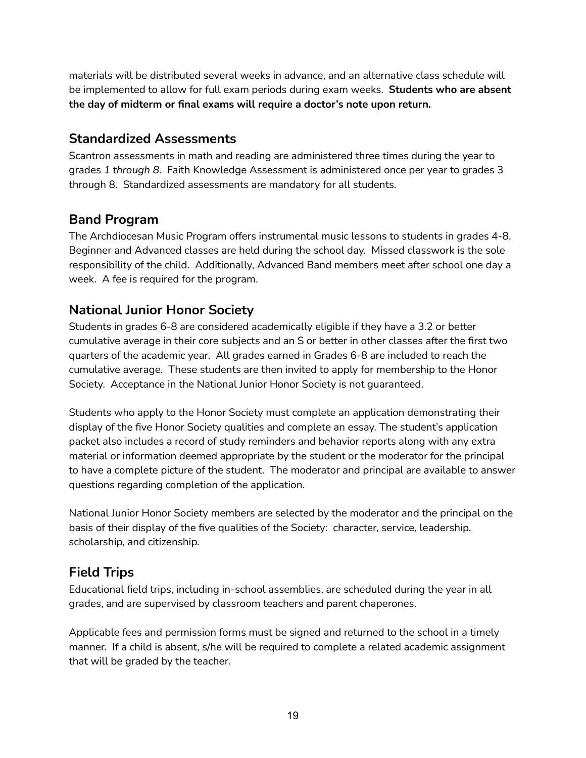materials will be distributed several weeks in advance, and an alternative class schedule will be implemented to allow for full exam periods during exam weeks. **Students who are absent the day of midterm or final exams will require a doctor's note upon return.**

## Standardized Assessments

Scantron assessments in math and reading are administered three times during the year to grades *1 through 8*. Faith Knowledge Assessment is administered once per year to grades 3 through 8. Standardized assessments are mandatory for all students.

## Band Program

The Archdiocesan Music Program offers instrumental music lessons to students in grades 4-8. Beginner and Advanced classes are held during the school day. Missed classwork is the sole responsibility of the child. Additionally, Advanced Band members meet after school one day a week. A fee is required for the program.

## National Junior Honor Society

Students in grades 6-8 are considered academically eligible if they have a 3.2 or better cumulative average in their core subjects and an S or better in other classes after the first two quarters of the academic year. All grades earned in Grades 6-8 are included to reach the cumulative average. These students are then invited to apply for membership to the Honor Society. Acceptance in the National Junior Honor Society is not guaranteed.

Students who apply to the Honor Society must complete an application demonstrating their display of the five Honor Society qualities and complete an essay. The student's application packet also includes a record of study reminders and behavior reports along with any extra material or information deemed appropriate by the student or the moderator for the principal to have a complete picture of the student. The moderator and principal are available to answer questions regarding completion of the application.

National Junior Honor Society members are selected by the moderator and the principal on the basis of their display of the five qualities of the Society: character, service, leadership, scholarship, and citizenship.

## Field Trips

Educational field trips, including in-school assemblies, are scheduled during the year in all grades, and are supervised by classroom teachers and parent chaperones.

Applicable fees and permission forms must be signed and returned to the school in a timely manner. If a child is absent, s/he will be required to complete a related academic assignment that will be graded by the teacher.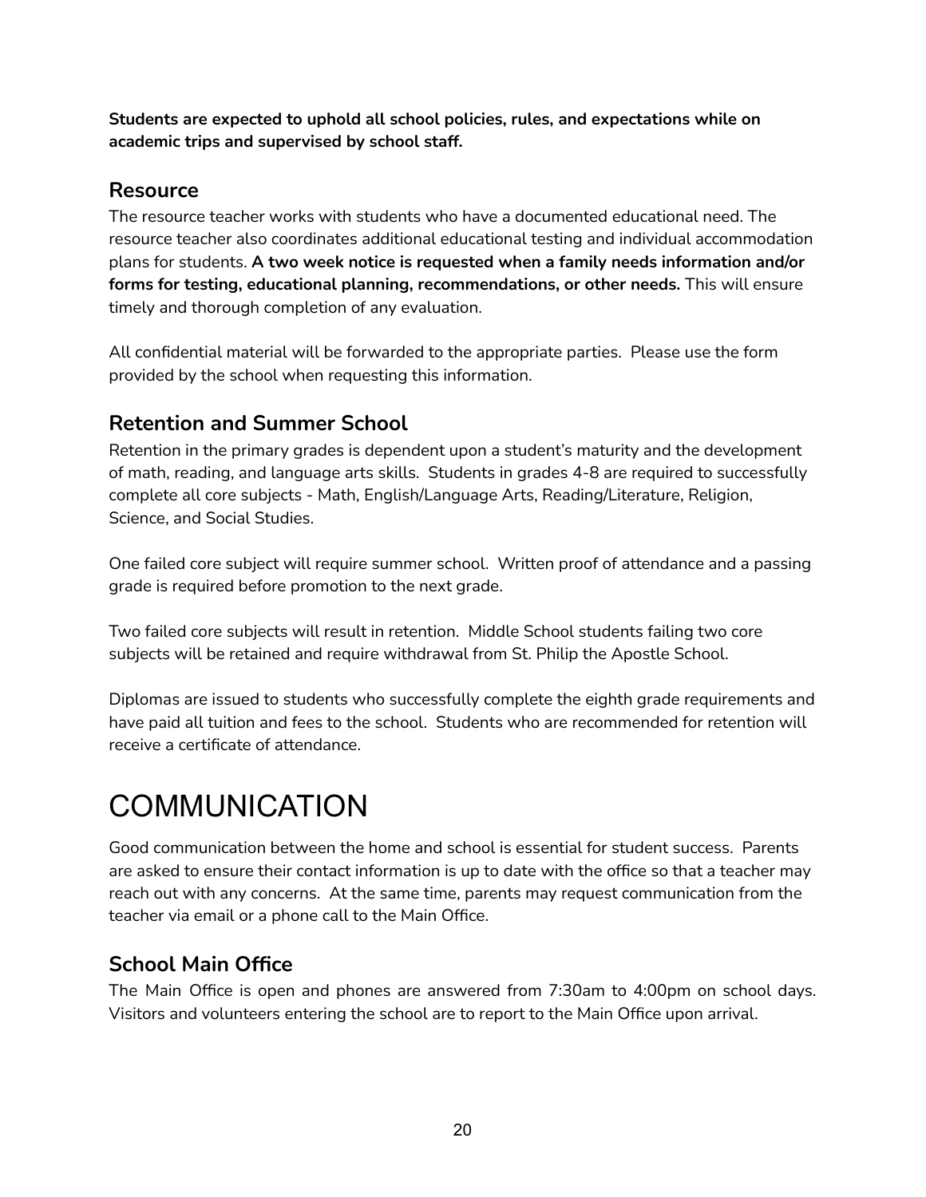**Students are expected to uphold all school policies, rules, and expectations while on academic trips and supervised by school staff.**

## Resource

The resource teacher works with students who have a documented educational need. The resource teacher also coordinates additional educational testing and individual accommodation plans for students. **A two week notice is requested when a family needs information and/or forms for testing, educational planning, recommendations, or other needs.** This will ensure timely and thorough completion of any evaluation.

All confidential material will be forwarded to the appropriate parties. Please use the form provided by the school when requesting this information.

## Retention and Summer School

Retention in the primary grades is dependent upon a student's maturity and the development of math, reading, and language arts skills. Students in grades 4-8 are required to successfully complete all core subjects - Math, English/Language Arts, Reading/Literature, Religion, Science, and Social Studies.

One failed core subject will require summer school. Written proof of attendance and a passing grade is required before promotion to the next grade.

Two failed core subjects will result in retention. Middle School students failing two core subjects will be retained and require withdrawal from St. Philip the Apostle School.

Diplomas are issued to students who successfully complete the eighth grade requirements and have paid all tuition and fees to the school. Students who are recommended for retention will receive a certificate of attendance.

# COMMUNICATION

Good communication between the home and school is essential for student success. Parents are asked to ensure their contact information is up to date with the office so that a teacher may reach out with any concerns. At the same time, parents may request communication from the teacher via email or a phone call to the Main Office.

## School Main Office

The Main Office is open and phones are answered from 7:30am to 4:00pm on school days. Visitors and volunteers entering the school are to report to the Main Office upon arrival.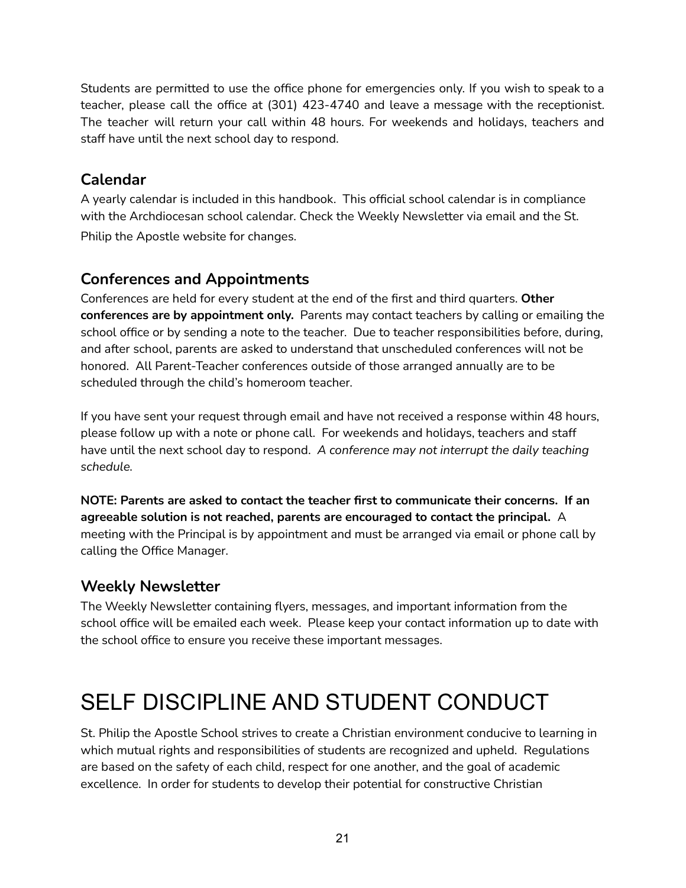Students are permitted to use the office phone for emergencies only. If you wish to speak to a teacher, please call the office at (301) 423-4740 and leave a message with the receptionist. The teacher will return your call within 48 hours. For weekends and holidays, teachers and staff have until the next school day to respond.

## Calendar

A yearly calendar is included in this handbook. This official school calendar is in compliance with the Archdiocesan school calendar. Check the Weekly Newsletter via email and the St. Philip the Apostle website for changes.

## Conferences and Appointments

Conferences are held for every student at the end of the first and third quarters. **Other conferences are by appointment only.** Parents may contact teachers by calling or emailing the school office or by sending a note to the teacher. Due to teacher responsibilities before, during, and after school, parents are asked to understand that unscheduled conferences will not be honored. All Parent-Teacher conferences outside of those arranged annually are to be scheduled through the child's homeroom teacher.

If you have sent your request through email and have not received a response within 48 hours, please follow up with a note or phone call. For weekends and holidays, teachers and staff have until the next school day to respond. *A conference may not interrupt the daily teaching schedule.*

**NOTE: Parents are asked to contact the teacher first to communicate their concerns. If an agreeable solution is not reached, parents are encouraged to contact the principal.** A meeting with the Principal is by appointment and must be arranged via email or phone call by calling the Office Manager.

## Weekly Newsletter

The Weekly Newsletter containing flyers, messages, and important information from the school office will be emailed each week. Please keep your contact information up to date with the school office to ensure you receive these important messages.

# SELF DISCIPLINE AND STUDENT CONDUCT

St. Philip the Apostle School strives to create a Christian environment conducive to learning in which mutual rights and responsibilities of students are recognized and upheld. Regulations are based on the safety of each child, respect for one another, and the goal of academic excellence. In order for students to develop their potential for constructive Christian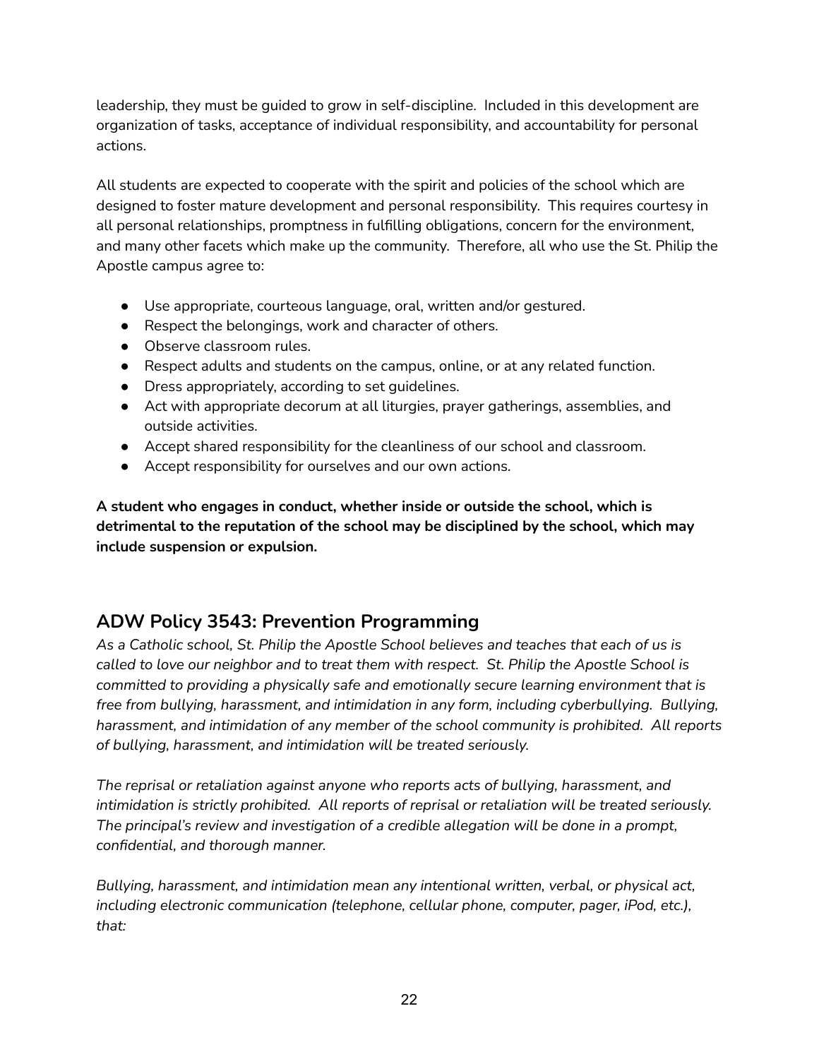leadership, they must be guided to grow in self-discipline. Included in this development are organization of tasks, acceptance of individual responsibility, and accountability for personal actions.

All students are expected to cooperate with the spirit and policies of the school which are designed to foster mature development and personal responsibility. This requires courtesy in all personal relationships, promptness in fulfilling obligations, concern for the environment, and many other facets which make up the community. Therefore, all who use the St. Philip the Apostle campus agree to:

- Use appropriate, courteous language, oral, written and/or gestured.
- Respect the belongings, work and character of others.
- Observe classroom rules.
- Respect adults and students on the campus, online, or at any related function.
- Dress appropriately, according to set guidelines.
- Act with appropriate decorum at all liturgies, prayer gatherings, assemblies, and outside activities.
- Accept shared responsibility for the cleanliness of our school and classroom.
- Accept responsibility for ourselves and our own actions.

**A student who engages in conduct, whether inside or outside the school, which is detrimental to the reputation of the school may be disciplined by the school, which may include suspension or expulsion.**

## ADW Policy 3543: Prevention Programming

*As a Catholic school, St. Philip the Apostle School believes and teaches that each of us is called to love our neighbor and to treat them with respect. St. Philip the Apostle School is committed to providing a physically safe and emotionally secure learning environment that is free from bullying, harassment, and intimidation in any form, including cyberbullying. Bullying, harassment, and intimidation of any member of the school community is prohibited. All reports of bullying, harassment, and intimidation will be treated seriously.*

*The reprisal or retaliation against anyone who reports acts of bullying, harassment, and intimidation is strictly prohibited. All reports of reprisal or retaliation will be treated seriously. The principal's review and investigation of a credible allegation will be done in a prompt, confidential, and thorough manner.*

*Bullying, harassment, and intimidation mean any intentional written, verbal, or physical act, including electronic communication (telephone, cellular phone, computer, pager, iPod, etc.), that:*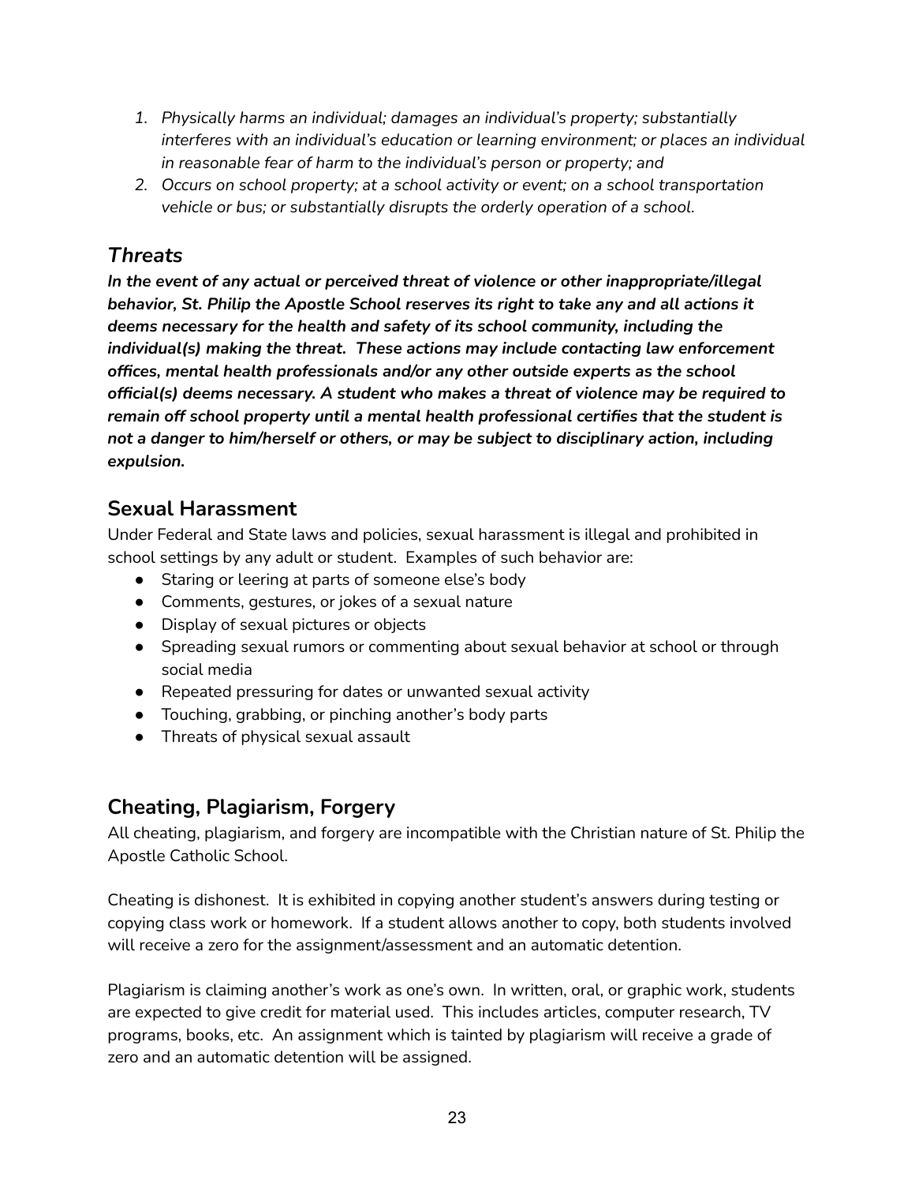1. *Physically harms an individual; damages an individual's property; substantially interferes with an individual's education or learning environment; or places an individual in reasonable fear of harm to the individual's person or property; and*
2. *Occurs on school property; at a school activity or event; on a school transportation vehicle or bus; or substantially disrupts the orderly operation of a school.*

## *Threats*

***In the event of any actual or perceived threat of violence or other inappropriate/illegal behavior, St. Philip the Apostle School reserves its right to take any and all actions it deems necessary for the health and safety of its school community, including the individual(s) making the threat. These actions may include contacting law enforcement offices, mental health professionals and/or any other outside experts as the school official(s) deems necessary. A student who makes a threat of violence may be required to remain off school property until a mental health professional certifies that the student is not a danger to him/herself or others, or may be subject to disciplinary action, including expulsion.***

## Sexual Harassment

Under Federal and State laws and policies, sexual harassment is illegal and prohibited in school settings by any adult or student. Examples of such behavior are:

- Staring or leering at parts of someone else's body
- Comments, gestures, or jokes of a sexual nature
- Display of sexual pictures or objects
- Spreading sexual rumors or commenting about sexual behavior at school or through social media
- Repeated pressuring for dates or unwanted sexual activity
- Touching, grabbing, or pinching another's body parts
- Threats of physical sexual assault

## Cheating, Plagiarism, Forgery

All cheating, plagiarism, and forgery are incompatible with the Christian nature of St. Philip the Apostle Catholic School.

Cheating is dishonest. It is exhibited in copying another student's answers during testing or copying class work or homework. If a student allows another to copy, both students involved will receive a zero for the assignment/assessment and an automatic detention.

Plagiarism is claiming another's work as one's own. In written, oral, or graphic work, students are expected to give credit for material used. This includes articles, computer research, TV programs, books, etc. An assignment which is tainted by plagiarism will receive a grade of zero and an automatic detention will be assigned.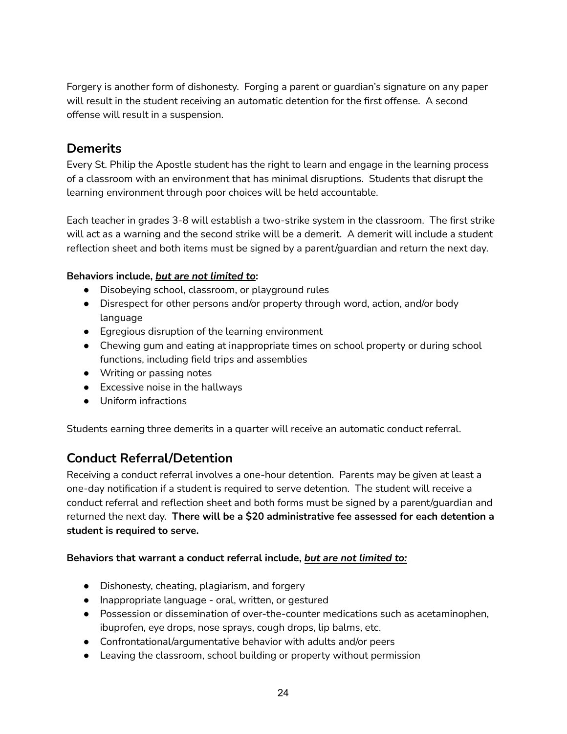Forgery is another form of dishonesty. Forging a parent or guardian's signature on any paper will result in the student receiving an automatic detention for the first offense. A second offense will result in a suspension.

## Demerits

Every St. Philip the Apostle student has the right to learn and engage in the learning process of a classroom with an environment that has minimal disruptions. Students that disrupt the learning environment through poor choices will be held accountable.

Each teacher in grades 3-8 will establish a two-strike system in the classroom. The first strike will act as a warning and the second strike will be a demerit. A demerit will include a student reflection sheet and both items must be signed by a parent/guardian and return the next day.

**Behaviors include, *<u>but are not limited to</u>*:**

- Disobeying school, classroom, or playground rules
- Disrespect for other persons and/or property through word, action, and/or body language
- Egregious disruption of the learning environment
- Chewing gum and eating at inappropriate times on school property or during school functions, including field trips and assemblies
- Writing or passing notes
- Excessive noise in the hallways
- Uniform infractions

Students earning three demerits in a quarter will receive an automatic conduct referral.

## Conduct Referral/Detention

Receiving a conduct referral involves a one-hour detention. Parents may be given at least a one-day notification if a student is required to serve detention. The student will receive a conduct referral and reflection sheet and both forms must be signed by a parent/guardian and returned the next day. **There will be a $20 administrative fee assessed for each detention a student is required to serve.**

**Behaviors that warrant a conduct referral include, *<u>but are not limited to:</u>***

- Dishonesty, cheating, plagiarism, and forgery
- Inappropriate language - oral, written, or gestured
- Possession or dissemination of over-the-counter medications such as acetaminophen, ibuprofen, eye drops, nose sprays, cough drops, lip balms, etc.
- Confrontational/argumentative behavior with adults and/or peers
- Leaving the classroom, school building or property without permission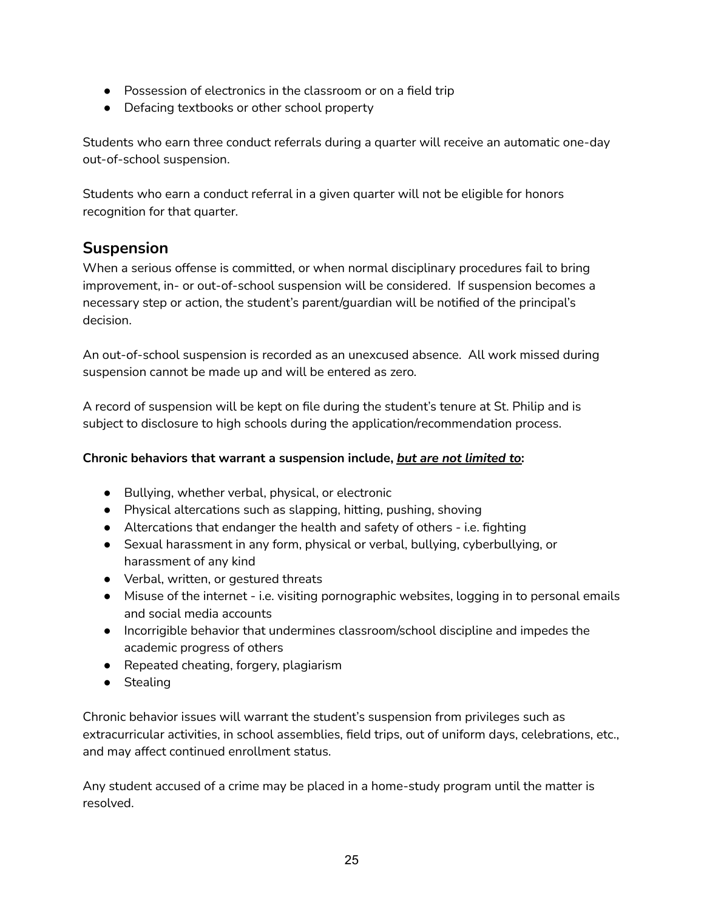- Possession of electronics in the classroom or on a field trip
- Defacing textbooks or other school property

Students who earn three conduct referrals during a quarter will receive an automatic one-day out-of-school suspension.

Students who earn a conduct referral in a given quarter will not be eligible for honors recognition for that quarter.

## Suspension

When a serious offense is committed, or when normal disciplinary procedures fail to bring improvement, in- or out-of-school suspension will be considered. If suspension becomes a necessary step or action, the student's parent/guardian will be notified of the principal's decision.

An out-of-school suspension is recorded as an unexcused absence. All work missed during suspension cannot be made up and will be entered as zero.

A record of suspension will be kept on file during the student's tenure at St. Philip and is subject to disclosure to high schools during the application/recommendation process.

**Chronic behaviors that warrant a suspension include, *<u>but are not limited to</u>*:**

- Bullying, whether verbal, physical, or electronic
- Physical altercations such as slapping, hitting, pushing, shoving
- Altercations that endanger the health and safety of others - i.e. fighting
- Sexual harassment in any form, physical or verbal, bullying, cyberbullying, or harassment of any kind
- Verbal, written, or gestured threats
- Misuse of the internet - i.e. visiting pornographic websites, logging in to personal emails and social media accounts
- Incorrigible behavior that undermines classroom/school discipline and impedes the academic progress of others
- Repeated cheating, forgery, plagiarism
- Stealing

Chronic behavior issues will warrant the student's suspension from privileges such as extracurricular activities, in school assemblies, field trips, out of uniform days, celebrations, etc., and may affect continued enrollment status.

Any student accused of a crime may be placed in a home-study program until the matter is resolved.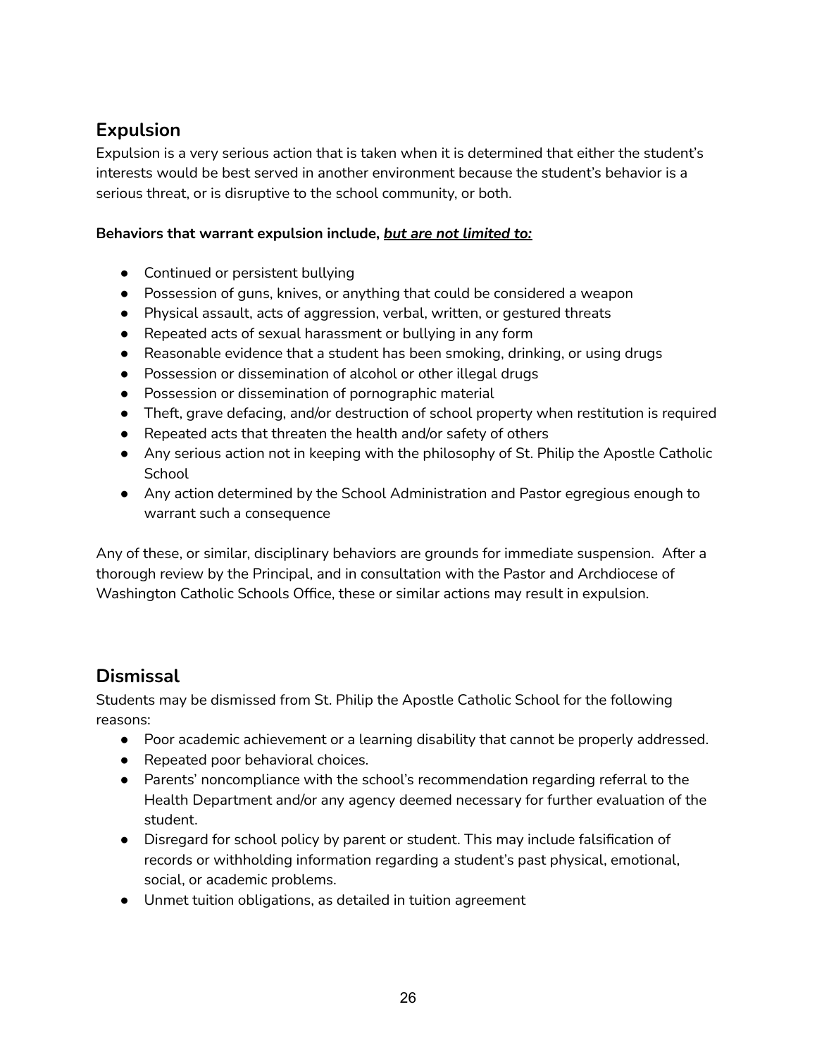## Expulsion

Expulsion is a very serious action that is taken when it is determined that either the student's interests would be best served in another environment because the student's behavior is a serious threat, or is disruptive to the school community, or both.

**Behaviors that warrant expulsion include, *but are not limited to:***

- Continued or persistent bullying
- Possession of guns, knives, or anything that could be considered a weapon
- Physical assault, acts of aggression, verbal, written, or gestured threats
- Repeated acts of sexual harassment or bullying in any form
- Reasonable evidence that a student has been smoking, drinking, or using drugs
- Possession or dissemination of alcohol or other illegal drugs
- Possession or dissemination of pornographic material
- Theft, grave defacing, and/or destruction of school property when restitution is required
- Repeated acts that threaten the health and/or safety of others
- Any serious action not in keeping with the philosophy of St. Philip the Apostle Catholic School
- Any action determined by the School Administration and Pastor egregious enough to warrant such a consequence

Any of these, or similar, disciplinary behaviors are grounds for immediate suspension. After a thorough review by the Principal, and in consultation with the Pastor and Archdiocese of Washington Catholic Schools Office, these or similar actions may result in expulsion.

## Dismissal

Students may be dismissed from St. Philip the Apostle Catholic School for the following reasons:

- Poor academic achievement or a learning disability that cannot be properly addressed.
- Repeated poor behavioral choices.
- Parents' noncompliance with the school's recommendation regarding referral to the Health Department and/or any agency deemed necessary for further evaluation of the student.
- Disregard for school policy by parent or student. This may include falsification of records or withholding information regarding a student's past physical, emotional, social, or academic problems.
- Unmet tuition obligations, as detailed in tuition agreement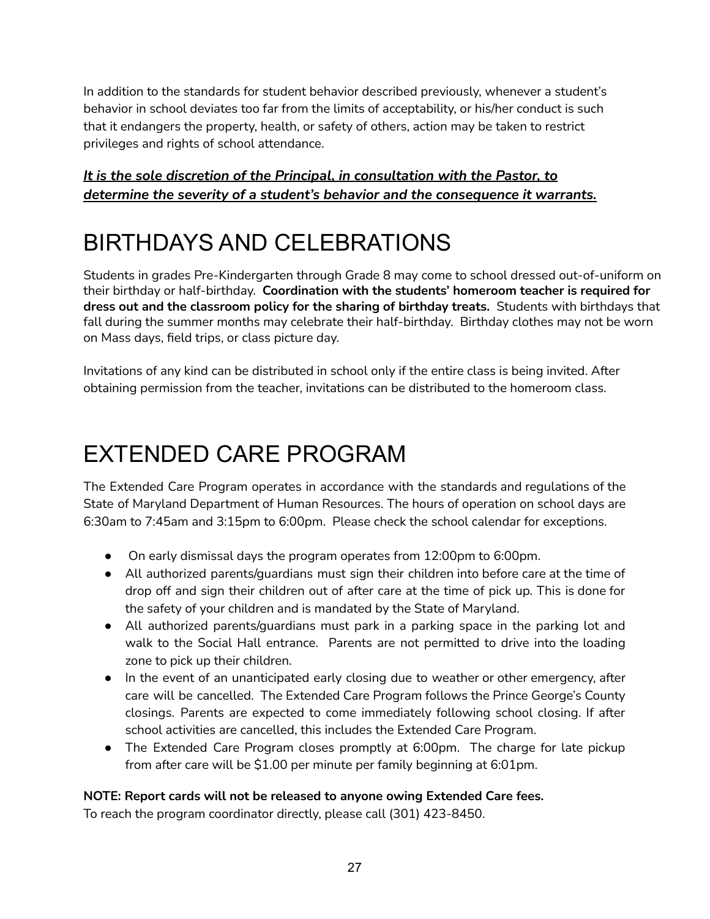In addition to the standards for student behavior described previously, whenever a student's behavior in school deviates too far from the limits of acceptability, or his/her conduct is such that it endangers the property, health, or safety of others, action may be taken to restrict privileges and rights of school attendance.

***It is the sole discretion of the Principal, in consultation with the Pastor, to determine the severity of a student's behavior and the consequence it warrants.***

# BIRTHDAYS AND CELEBRATIONS

Students in grades Pre-Kindergarten through Grade 8 may come to school dressed out-of-uniform on their birthday or half-birthday. **Coordination with the students' homeroom teacher is required for dress out and the classroom policy for the sharing of birthday treats.** Students with birthdays that fall during the summer months may celebrate their half-birthday. Birthday clothes may not be worn on Mass days, field trips, or class picture day.

Invitations of any kind can be distributed in school only if the entire class is being invited. After obtaining permission from the teacher, invitations can be distributed to the homeroom class.

# EXTENDED CARE PROGRAM

The Extended Care Program operates in accordance with the standards and regulations of the State of Maryland Department of Human Resources. The hours of operation on school days are 6:30am to 7:45am and 3:15pm to 6:00pm. Please check the school calendar for exceptions.

- On early dismissal days the program operates from 12:00pm to 6:00pm.
- All authorized parents/guardians must sign their children into before care at the time of drop off and sign their children out of after care at the time of pick up. This is done for the safety of your children and is mandated by the State of Maryland.
- All authorized parents/guardians must park in a parking space in the parking lot and walk to the Social Hall entrance. Parents are not permitted to drive into the loading zone to pick up their children.
- In the event of an unanticipated early closing due to weather or other emergency, after care will be cancelled. The Extended Care Program follows the Prince George's County closings. Parents are expected to come immediately following school closing. If after school activities are cancelled, this includes the Extended Care Program.
- The Extended Care Program closes promptly at 6:00pm. The charge for late pickup from after care will be $1.00 per minute per family beginning at 6:01pm.

**NOTE: Report cards will not be released to anyone owing Extended Care fees.**
To reach the program coordinator directly, please call (301) 423-8450.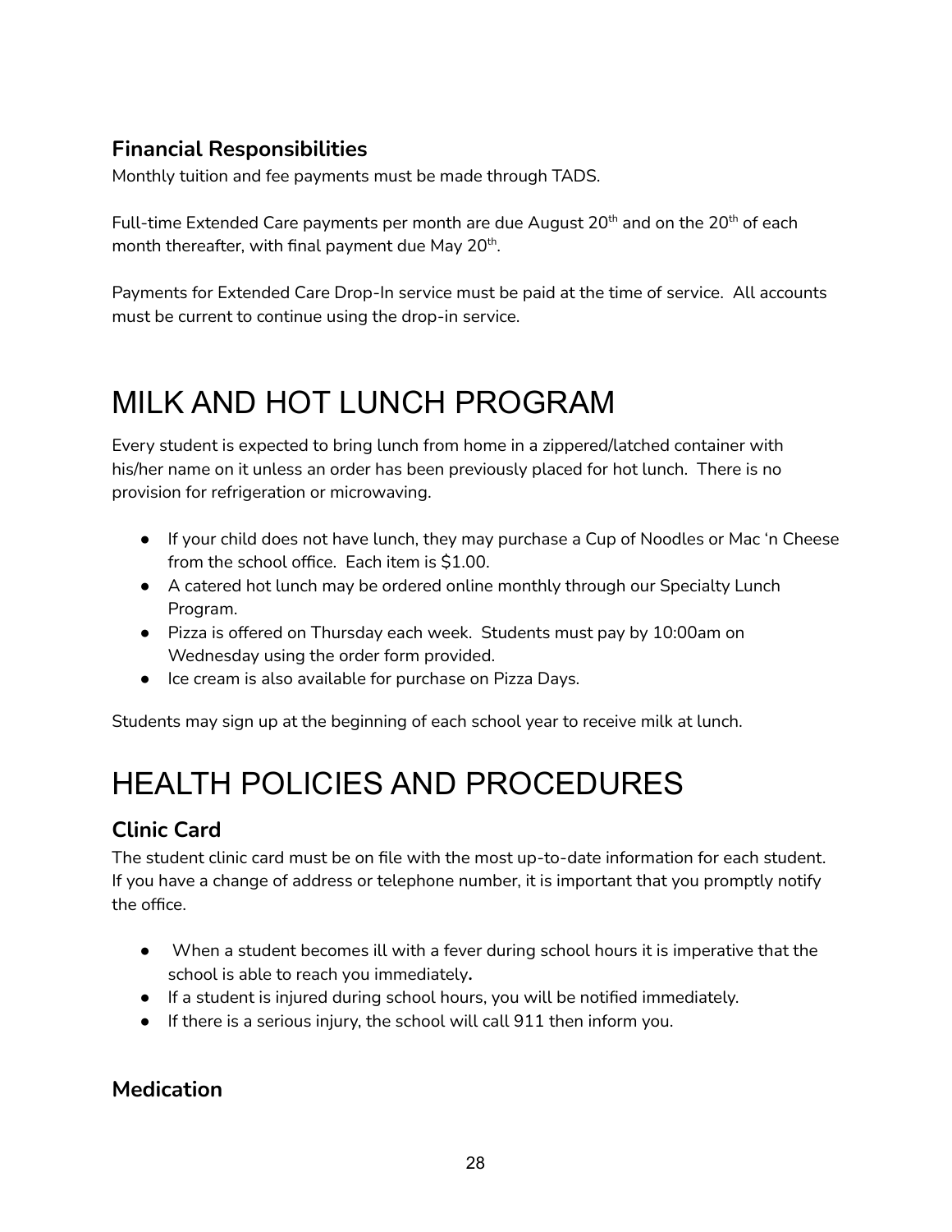### Financial Responsibilities

Monthly tuition and fee payments must be made through TADS.

Full-time Extended Care payments per month are due August 20th and on the 20th of each month thereafter, with final payment due May 20th.

Payments for Extended Care Drop-In service must be paid at the time of service. All accounts must be current to continue using the drop-in service.

# MILK AND HOT LUNCH PROGRAM

Every student is expected to bring lunch from home in a zippered/latched container with his/her name on it unless an order has been previously placed for hot lunch. There is no provision for refrigeration or microwaving.

- If your child does not have lunch, they may purchase a Cup of Noodles or Mac 'n Cheese from the school office. Each item is $1.00.
- A catered hot lunch may be ordered online monthly through our Specialty Lunch Program.
- Pizza is offered on Thursday each week. Students must pay by 10:00am on Wednesday using the order form provided.
- Ice cream is also available for purchase on Pizza Days.

Students may sign up at the beginning of each school year to receive milk at lunch.

# HEALTH POLICIES AND PROCEDURES

## Clinic Card

The student clinic card must be on file with the most up-to-date information for each student. If you have a change of address or telephone number, it is important that you promptly notify the office.

- When a student becomes ill with a fever during school hours it is imperative that the school is able to reach you immediately.
- If a student is injured during school hours, you will be notified immediately.
- If there is a serious injury, the school will call 911 then inform you.

## Medication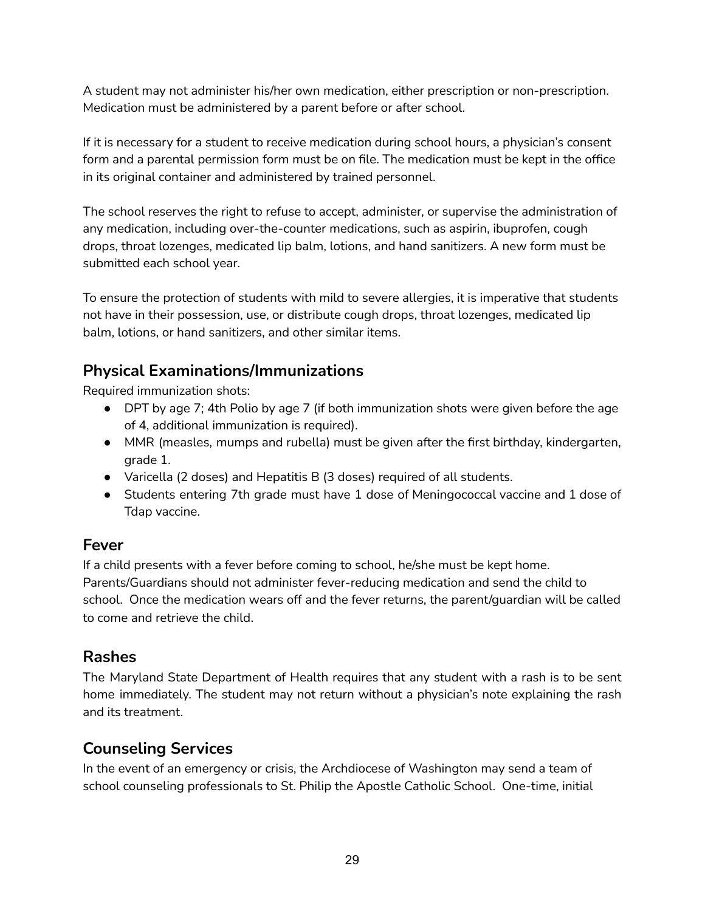A student may not administer his/her own medication, either prescription or non-prescription. Medication must be administered by a parent before or after school.

If it is necessary for a student to receive medication during school hours, a physician's consent form and a parental permission form must be on file. The medication must be kept in the office in its original container and administered by trained personnel.

The school reserves the right to refuse to accept, administer, or supervise the administration of any medication, including over-the-counter medications, such as aspirin, ibuprofen, cough drops, throat lozenges, medicated lip balm, lotions, and hand sanitizers. A new form must be submitted each school year.

To ensure the protection of students with mild to severe allergies, it is imperative that students not have in their possession, use, or distribute cough drops, throat lozenges, medicated lip balm, lotions, or hand sanitizers, and other similar items.

## Physical Examinations/Immunizations

Required immunization shots:

- DPT by age 7; 4th Polio by age 7 (if both immunization shots were given before the age of 4, additional immunization is required).
- MMR (measles, mumps and rubella) must be given after the first birthday, kindergarten, grade 1.
- Varicella (2 doses) and Hepatitis B (3 doses) required of all students.
- Students entering 7th grade must have 1 dose of Meningococcal vaccine and 1 dose of Tdap vaccine.

## Fever

If a child presents with a fever before coming to school, he/she must be kept home. Parents/Guardians should not administer fever-reducing medication and send the child to school. Once the medication wears off and the fever returns, the parent/guardian will be called to come and retrieve the child.

## Rashes

The Maryland State Department of Health requires that any student with a rash is to be sent home immediately. The student may not return without a physician's note explaining the rash and its treatment.

## Counseling Services

In the event of an emergency or crisis, the Archdiocese of Washington may send a team of school counseling professionals to St. Philip the Apostle Catholic School. One-time, initial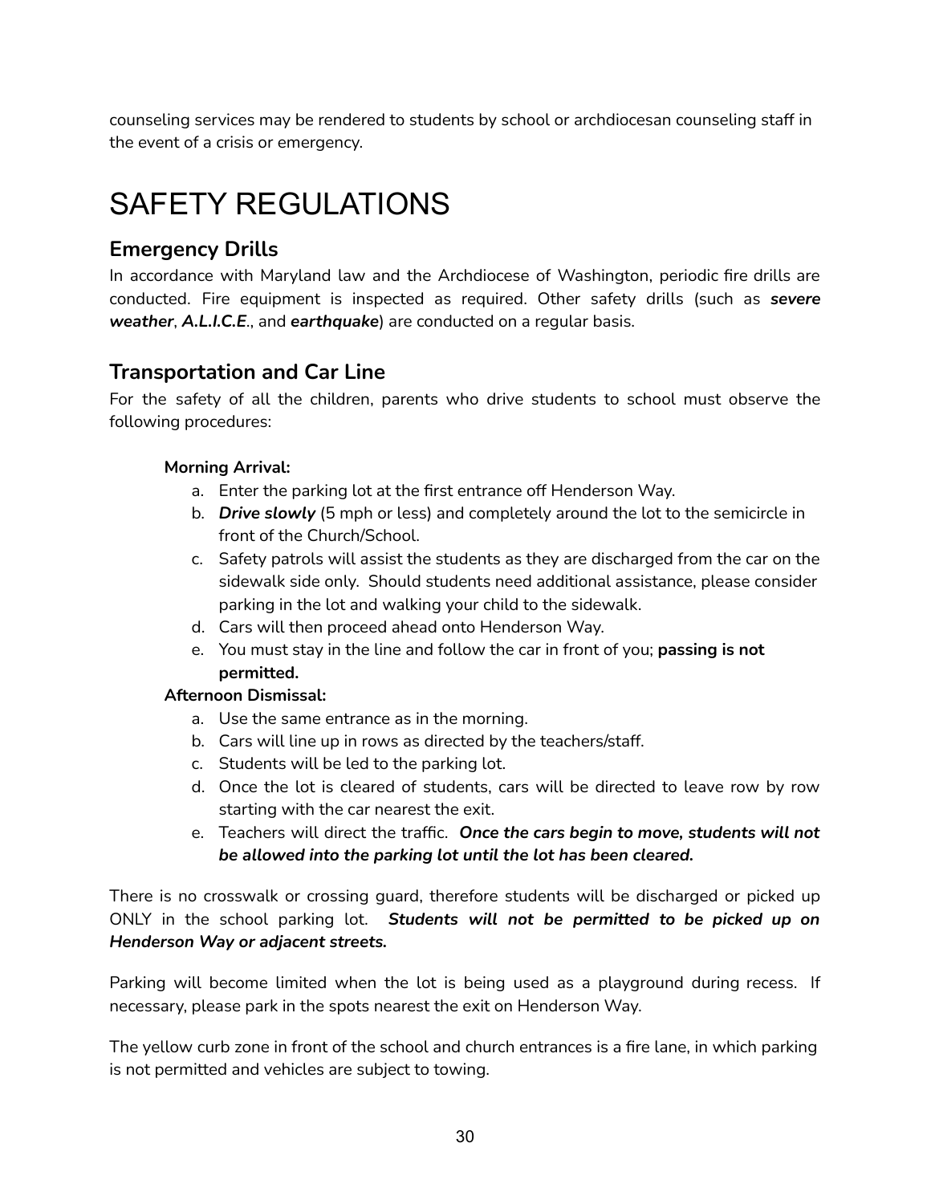counseling services may be rendered to students by school or archdiocesan counseling staff in the event of a crisis or emergency.

# SAFETY REGULATIONS

## Emergency Drills

In accordance with Maryland law and the Archdiocese of Washington, periodic fire drills are conducted. Fire equipment is inspected as required. Other safety drills (such as ***severe weather***, ***A.L.I.C.E***., and ***earthquake***) are conducted on a regular basis.

## Transportation and Car Line

For the safety of all the children, parents who drive students to school must observe the following procedures:

**Morning Arrival:**

a. Enter the parking lot at the first entrance off Henderson Way.
b. ***Drive slowly*** (5 mph or less) and completely around the lot to the semicircle in front of the Church/School.
c. Safety patrols will assist the students as they are discharged from the car on the sidewalk side only. Should students need additional assistance, please consider parking in the lot and walking your child to the sidewalk.
d. Cars will then proceed ahead onto Henderson Way.
e. You must stay in the line and follow the car in front of you; **passing is not permitted.**

**Afternoon Dismissal:**

a. Use the same entrance as in the morning.
b. Cars will line up in rows as directed by the teachers/staff.
c. Students will be led to the parking lot.
d. Once the lot is cleared of students, cars will be directed to leave row by row starting with the car nearest the exit.
e. Teachers will direct the traffic. ***Once the cars begin to move, students will not be allowed into the parking lot until the lot has been cleared.***

There is no crosswalk or crossing guard, therefore students will be discharged or picked up ONLY in the school parking lot. ***Students will not be permitted to be picked up on Henderson Way or adjacent streets.***

Parking will become limited when the lot is being used as a playground during recess. If necessary, please park in the spots nearest the exit on Henderson Way.

The yellow curb zone in front of the school and church entrances is a fire lane, in which parking is not permitted and vehicles are subject to towing.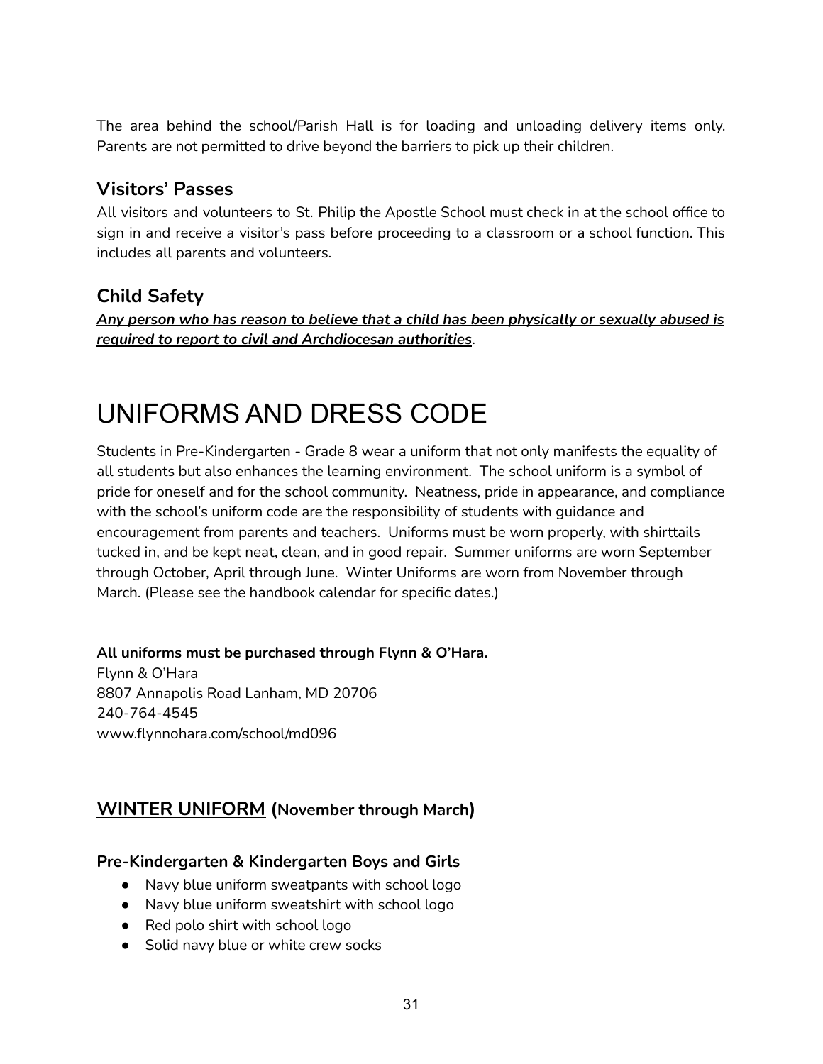The area behind the school/Parish Hall is for loading and unloading delivery items only. Parents are not permitted to drive beyond the barriers to pick up their children.

## Visitors' Passes

All visitors and volunteers to St. Philip the Apostle School must check in at the school office to sign in and receive a visitor's pass before proceeding to a classroom or a school function. This includes all parents and volunteers.

## Child Safety

***<u>Any person who has reason to believe that a child has been physically or sexually abused is required to report to civil and Archdiocesan authorities</u>***.

# UNIFORMS AND DRESS CODE

Students in Pre-Kindergarten - Grade 8 wear a uniform that not only manifests the equality of all students but also enhances the learning environment. The school uniform is a symbol of pride for oneself and for the school community. Neatness, pride in appearance, and compliance with the school's uniform code are the responsibility of students with guidance and encouragement from parents and teachers. Uniforms must be worn properly, with shirttails tucked in, and be kept neat, clean, and in good repair. Summer uniforms are worn September through October, April through June. Winter Uniforms are worn from November through March. (Please see the handbook calendar for specific dates.)

**All uniforms must be purchased through Flynn & O'Hara.**
Flynn & O'Hara
8807 Annapolis Road Lanham, MD 20706
240-764-4545
www.flynnohara.com/school/md096

## <u>WINTER UNIFORM</u> (November through March)

### Pre-Kindergarten & Kindergarten Boys and Girls

- Navy blue uniform sweatpants with school logo
- Navy blue uniform sweatshirt with school logo
- Red polo shirt with school logo
- Solid navy blue or white crew socks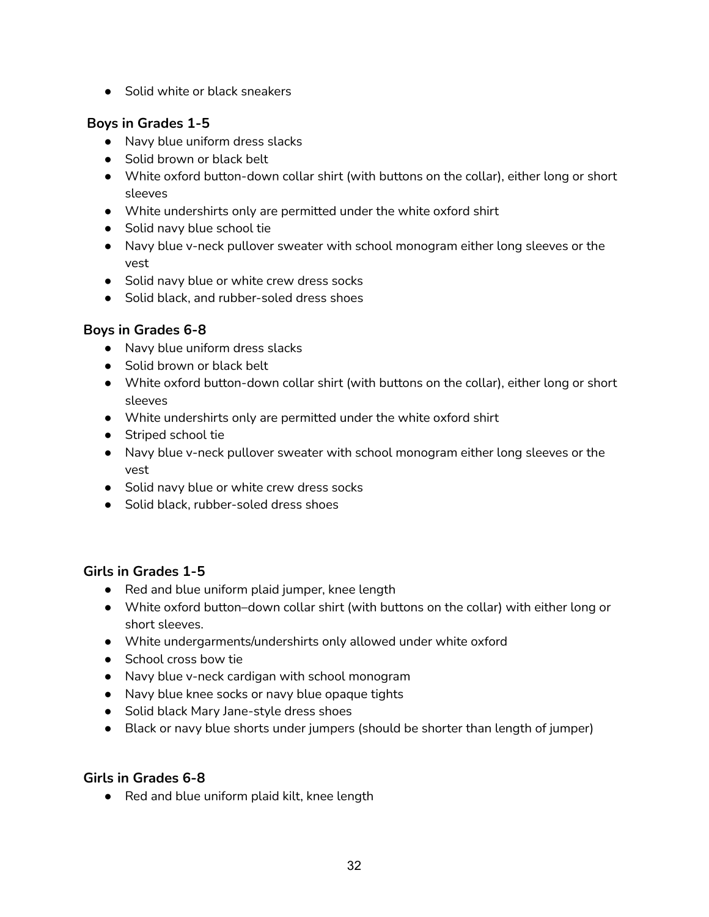- Solid white or black sneakers

**Boys in Grades 1-5**

- Navy blue uniform dress slacks
- Solid brown or black belt
- White oxford button-down collar shirt (with buttons on the collar), either long or short sleeves
- White undershirts only are permitted under the white oxford shirt
- Solid navy blue school tie
- Navy blue v-neck pullover sweater with school monogram either long sleeves or the vest
- Solid navy blue or white crew dress socks
- Solid black, and rubber-soled dress shoes

**Boys in Grades 6-8**

- Navy blue uniform dress slacks
- Solid brown or black belt
- White oxford button-down collar shirt (with buttons on the collar), either long or short sleeves
- White undershirts only are permitted under the white oxford shirt
- Striped school tie
- Navy blue v-neck pullover sweater with school monogram either long sleeves or the vest
- Solid navy blue or white crew dress socks
- Solid black, rubber-soled dress shoes

**Girls in Grades 1-5**

- Red and blue uniform plaid jumper, knee length
- White oxford button–down collar shirt (with buttons on the collar) with either long or short sleeves.
- White undergarments/undershirts only allowed under white oxford
- School cross bow tie
- Navy blue v-neck cardigan with school monogram
- Navy blue knee socks or navy blue opaque tights
- Solid black Mary Jane-style dress shoes
- Black or navy blue shorts under jumpers (should be shorter than length of jumper)

**Girls in Grades 6-8**

- Red and blue uniform plaid kilt, knee length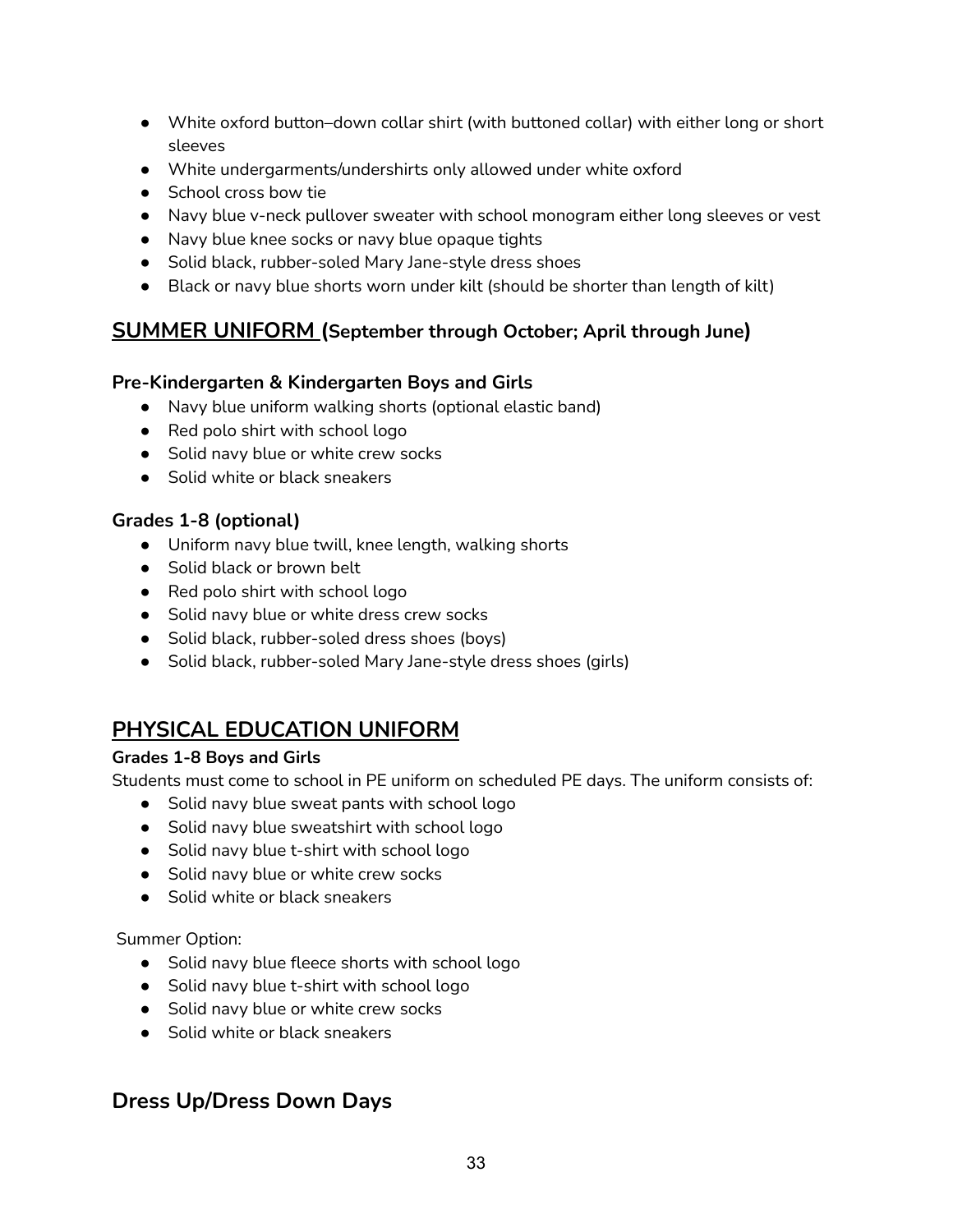- White oxford button–down collar shirt (with buttoned collar) with either long or short sleeves
- White undergarments/undershirts only allowed under white oxford
- School cross bow tie
- Navy blue v-neck pullover sweater with school monogram either long sleeves or vest
- Navy blue knee socks or navy blue opaque tights
- Solid black, rubber-soled Mary Jane-style dress shoes
- Black or navy blue shorts worn under kilt (should be shorter than length of kilt)

## SUMMER UNIFORM (September through October; April through June)

### Pre-Kindergarten & Kindergarten Boys and Girls

- Navy blue uniform walking shorts (optional elastic band)
- Red polo shirt with school logo
- Solid navy blue or white crew socks
- Solid white or black sneakers

### Grades 1-8 (optional)

- Uniform navy blue twill, knee length, walking shorts
- Solid black or brown belt
- Red polo shirt with school logo
- Solid navy blue or white dress crew socks
- Solid black, rubber-soled dress shoes (boys)
- Solid black, rubber-soled Mary Jane-style dress shoes (girls)

## PHYSICAL EDUCATION UNIFORM

**Grades 1-8 Boys and Girls**

Students must come to school in PE uniform on scheduled PE days. The uniform consists of:

- Solid navy blue sweat pants with school logo
- Solid navy blue sweatshirt with school logo
- Solid navy blue t-shirt with school logo
- Solid navy blue or white crew socks
- Solid white or black sneakers

Summer Option:

- Solid navy blue fleece shorts with school logo
- Solid navy blue t-shirt with school logo
- Solid navy blue or white crew socks
- Solid white or black sneakers

## Dress Up/Dress Down Days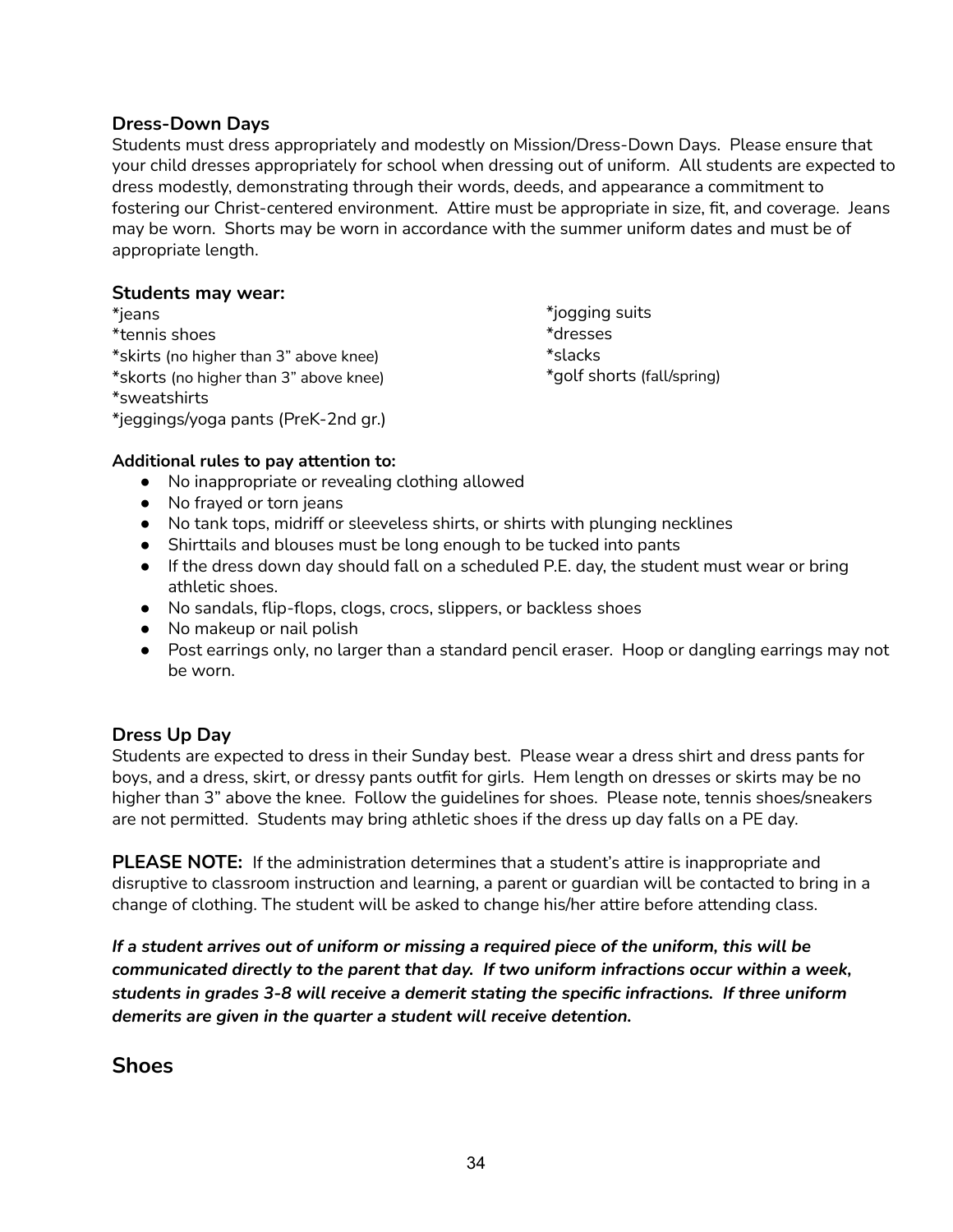### Dress-Down Days

Students must dress appropriately and modestly on Mission/Dress-Down Days. Please ensure that your child dresses appropriately for school when dressing out of uniform. All students are expected to dress modestly, demonstrating through their words, deeds, and appearance a commitment to fostering our Christ-centered environment. Attire must be appropriate in size, fit, and coverage. Jeans may be worn. Shorts may be worn in accordance with the summer uniform dates and must be of appropriate length.

**Students may wear:**

*jeans
*tennis shoes
*skirts (no higher than 3" above knee)
*skorts (no higher than 3" above knee)
*sweatshirts
*jeggings/yoga pants (PreK-2nd gr.)
*jogging suits
*dresses
*slacks
*golf shorts (fall/spring)

**Additional rules to pay attention to:**

- No inappropriate or revealing clothing allowed
- No frayed or torn jeans
- No tank tops, midriff or sleeveless shirts, or shirts with plunging necklines
- Shirttails and blouses must be long enough to be tucked into pants
- If the dress down day should fall on a scheduled P.E. day, the student must wear or bring athletic shoes.
- No sandals, flip-flops, clogs, crocs, slippers, or backless shoes
- No makeup or nail polish
- Post earrings only, no larger than a standard pencil eraser. Hoop or dangling earrings may not be worn.

### Dress Up Day

Students are expected to dress in their Sunday best. Please wear a dress shirt and dress pants for boys, and a dress, skirt, or dressy pants outfit for girls. Hem length on dresses or skirts may be no higher than 3" above the knee. Follow the guidelines for shoes. Please note, tennis shoes/sneakers are not permitted. Students may bring athletic shoes if the dress up day falls on a PE day.

**PLEASE NOTE:** If the administration determines that a student's attire is inappropriate and disruptive to classroom instruction and learning, a parent or guardian will be contacted to bring in a change of clothing. The student will be asked to change his/her attire before attending class.

***If a student arrives out of uniform or missing a required piece of the uniform, this will be communicated directly to the parent that day. If two uniform infractions occur within a week, students in grades 3-8 will receive a demerit stating the specific infractions. If three uniform demerits are given in the quarter a student will receive detention.***

## Shoes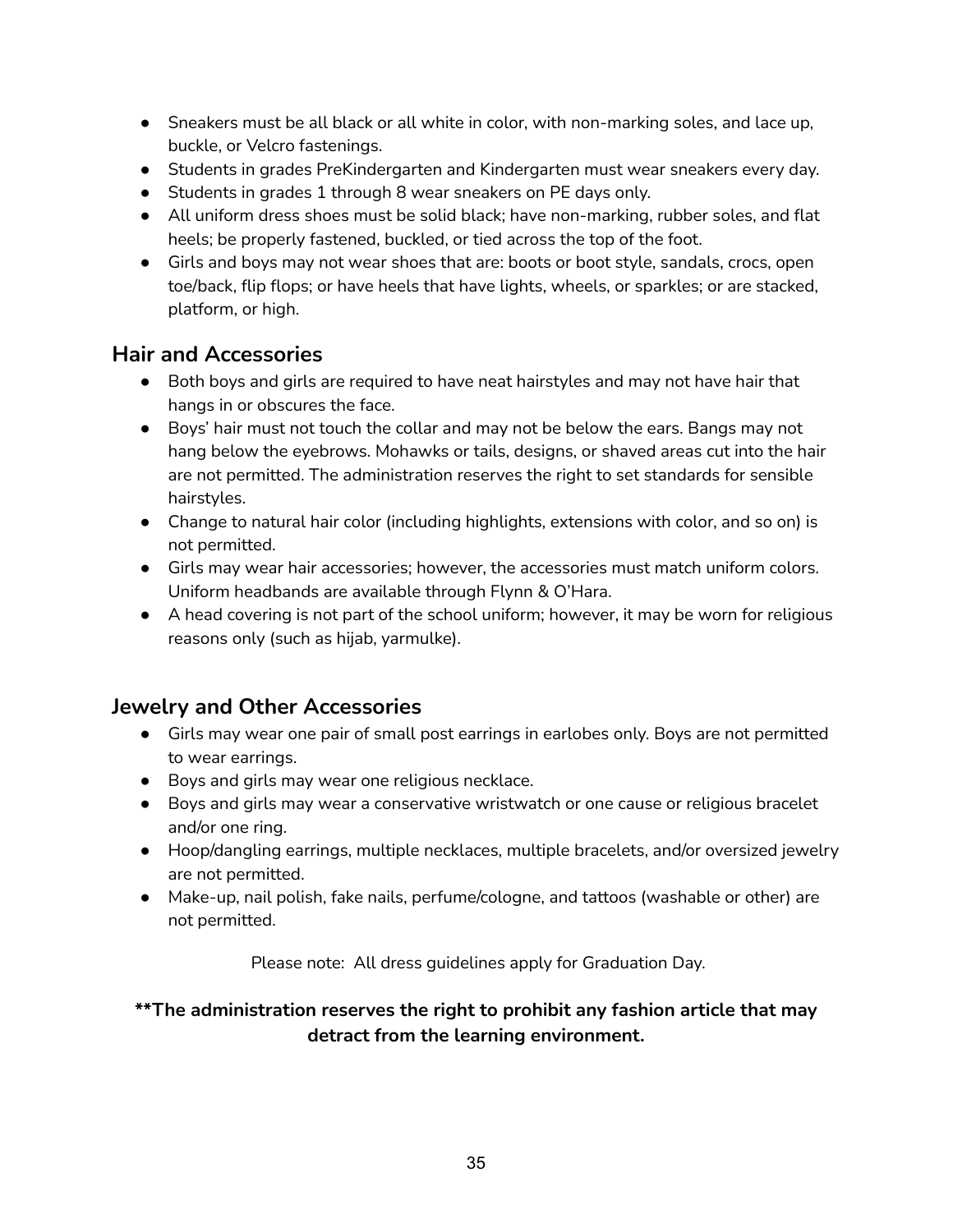- Sneakers must be all black or all white in color, with non-marking soles, and lace up, buckle, or Velcro fastenings.
- Students in grades PreKindergarten and Kindergarten must wear sneakers every day.
- Students in grades 1 through 8 wear sneakers on PE days only.
- All uniform dress shoes must be solid black; have non-marking, rubber soles, and flat heels; be properly fastened, buckled, or tied across the top of the foot.
- Girls and boys may not wear shoes that are: boots or boot style, sandals, crocs, open toe/back, flip flops; or have heels that have lights, wheels, or sparkles; or are stacked, platform, or high.

## Hair and Accessories

- Both boys and girls are required to have neat hairstyles and may not have hair that hangs in or obscures the face.
- Boys' hair must not touch the collar and may not be below the ears. Bangs may not hang below the eyebrows. Mohawks or tails, designs, or shaved areas cut into the hair are not permitted. The administration reserves the right to set standards for sensible hairstyles.
- Change to natural hair color (including highlights, extensions with color, and so on) is not permitted.
- Girls may wear hair accessories; however, the accessories must match uniform colors. Uniform headbands are available through Flynn & O'Hara.
- A head covering is not part of the school uniform; however, it may be worn for religious reasons only (such as hijab, yarmulke).

## Jewelry and Other Accessories

- Girls may wear one pair of small post earrings in earlobes only. Boys are not permitted to wear earrings.
- Boys and girls may wear one religious necklace.
- Boys and girls may wear a conservative wristwatch or one cause or religious bracelet and/or one ring.
- Hoop/dangling earrings, multiple necklaces, multiple bracelets, and/or oversized jewelry are not permitted.
- Make-up, nail polish, fake nails, perfume/cologne, and tattoos (washable or other) are not permitted.

Please note: All dress guidelines apply for Graduation Day.

**\*\*The administration reserves the right to prohibit any fashion article that may detract from the learning environment.**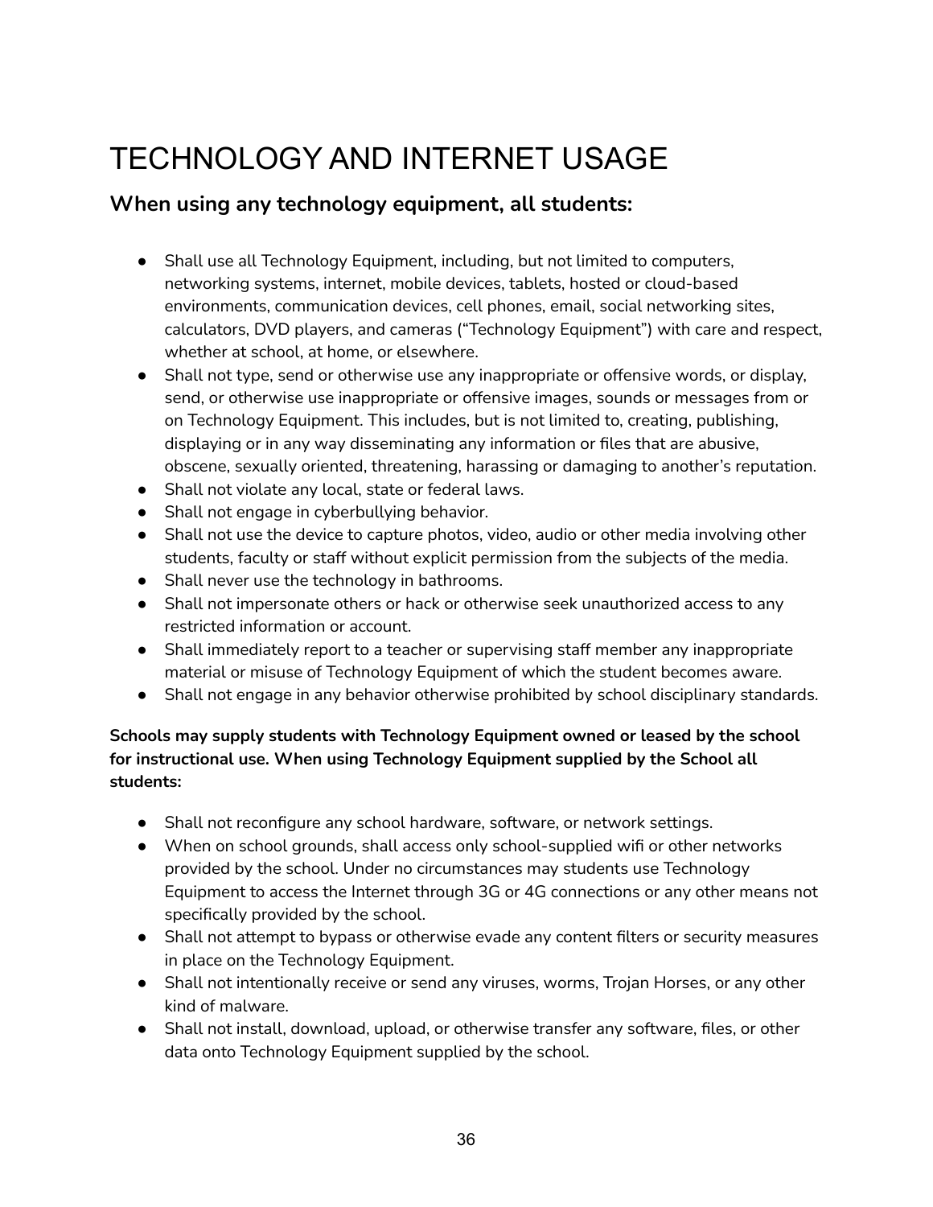# TECHNOLOGY AND INTERNET USAGE

## When using any technology equipment, all students:

- Shall use all Technology Equipment, including, but not limited to computers, networking systems, internet, mobile devices, tablets, hosted or cloud-based environments, communication devices, cell phones, email, social networking sites, calculators, DVD players, and cameras (“Technology Equipment”) with care and respect, whether at school, at home, or elsewhere.
- Shall not type, send or otherwise use any inappropriate or offensive words, or display, send, or otherwise use inappropriate or offensive images, sounds or messages from or on Technology Equipment. This includes, but is not limited to, creating, publishing, displaying or in any way disseminating any information or files that are abusive, obscene, sexually oriented, threatening, harassing or damaging to another’s reputation.
- Shall not violate any local, state or federal laws.
- Shall not engage in cyberbullying behavior.
- Shall not use the device to capture photos, video, audio or other media involving other students, faculty or staff without explicit permission from the subjects of the media.
- Shall never use the technology in bathrooms.
- Shall not impersonate others or hack or otherwise seek unauthorized access to any restricted information or account.
- Shall immediately report to a teacher or supervising staff member any inappropriate material or misuse of Technology Equipment of which the student becomes aware.
- Shall not engage in any behavior otherwise prohibited by school disciplinary standards.

**Schools may supply students with Technology Equipment owned or leased by the school for instructional use. When using Technology Equipment supplied by the School all students:**

- Shall not reconfigure any school hardware, software, or network settings.
- When on school grounds, shall access only school-supplied wifi or other networks provided by the school. Under no circumstances may students use Technology Equipment to access the Internet through 3G or 4G connections or any other means not specifically provided by the school.
- Shall not attempt to bypass or otherwise evade any content filters or security measures in place on the Technology Equipment.
- Shall not intentionally receive or send any viruses, worms, Trojan Horses, or any other kind of malware.
- Shall not install, download, upload, or otherwise transfer any software, files, or other data onto Technology Equipment supplied by the school.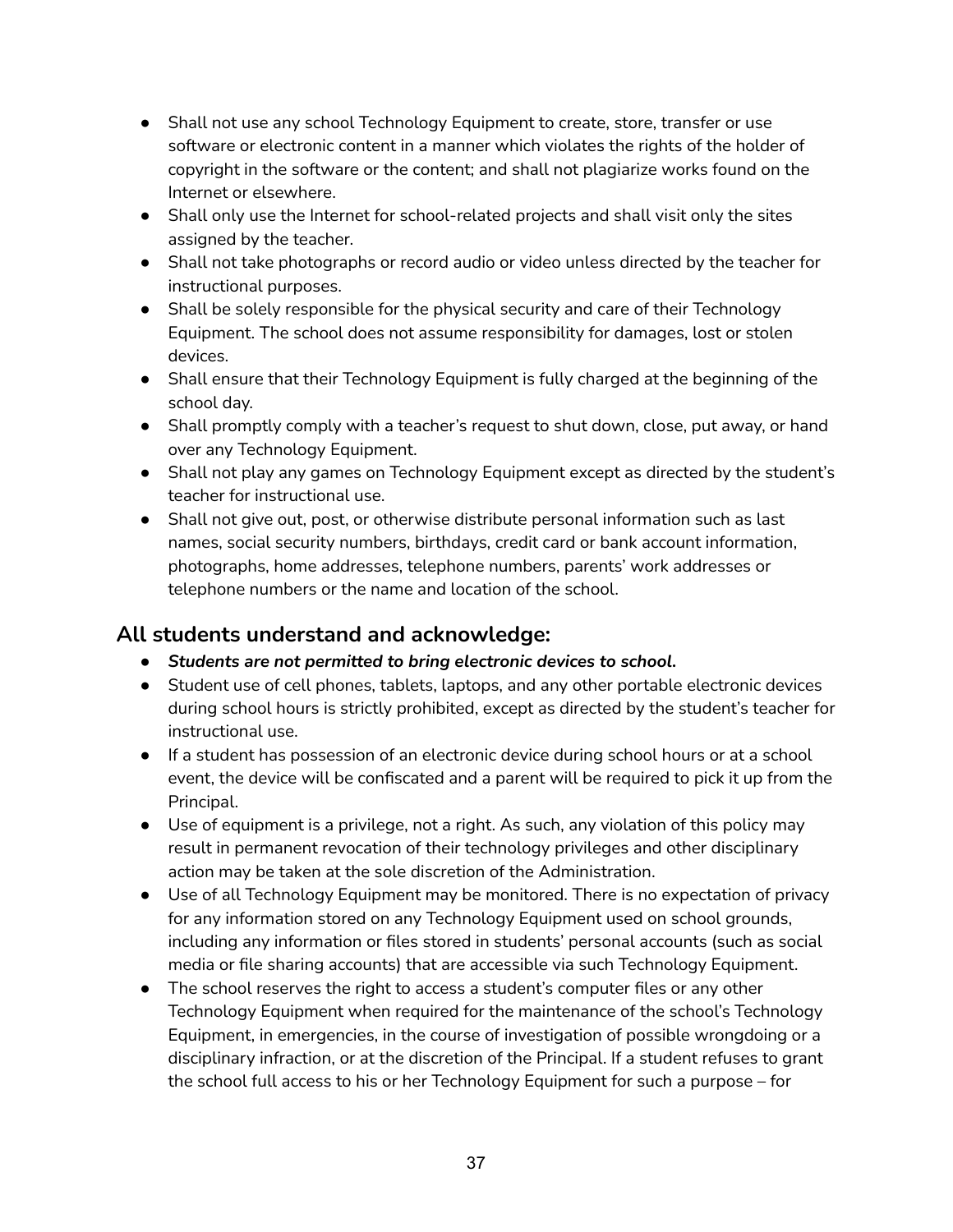- Shall not use any school Technology Equipment to create, store, transfer or use software or electronic content in a manner which violates the rights of the holder of copyright in the software or the content; and shall not plagiarize works found on the Internet or elsewhere.
- Shall only use the Internet for school-related projects and shall visit only the sites assigned by the teacher.
- Shall not take photographs or record audio or video unless directed by the teacher for instructional purposes.
- Shall be solely responsible for the physical security and care of their Technology Equipment. The school does not assume responsibility for damages, lost or stolen devices.
- Shall ensure that their Technology Equipment is fully charged at the beginning of the school day.
- Shall promptly comply with a teacher's request to shut down, close, put away, or hand over any Technology Equipment.
- Shall not play any games on Technology Equipment except as directed by the student's teacher for instructional use.
- Shall not give out, post, or otherwise distribute personal information such as last names, social security numbers, birthdays, credit card or bank account information, photographs, home addresses, telephone numbers, parents' work addresses or telephone numbers or the name and location of the school.

## All students understand and acknowledge:

- ***Students are not permitted to bring electronic devices to school.***
- Student use of cell phones, tablets, laptops, and any other portable electronic devices during school hours is strictly prohibited, except as directed by the student's teacher for instructional use.
- If a student has possession of an electronic device during school hours or at a school event, the device will be confiscated and a parent will be required to pick it up from the Principal.
- Use of equipment is a privilege, not a right. As such, any violation of this policy may result in permanent revocation of their technology privileges and other disciplinary action may be taken at the sole discretion of the Administration.
- Use of all Technology Equipment may be monitored. There is no expectation of privacy for any information stored on any Technology Equipment used on school grounds, including any information or files stored in students' personal accounts (such as social media or file sharing accounts) that are accessible via such Technology Equipment.
- The school reserves the right to access a student's computer files or any other Technology Equipment when required for the maintenance of the school's Technology Equipment, in emergencies, in the course of investigation of possible wrongdoing or a disciplinary infraction, or at the discretion of the Principal. If a student refuses to grant the school full access to his or her Technology Equipment for such a purpose – for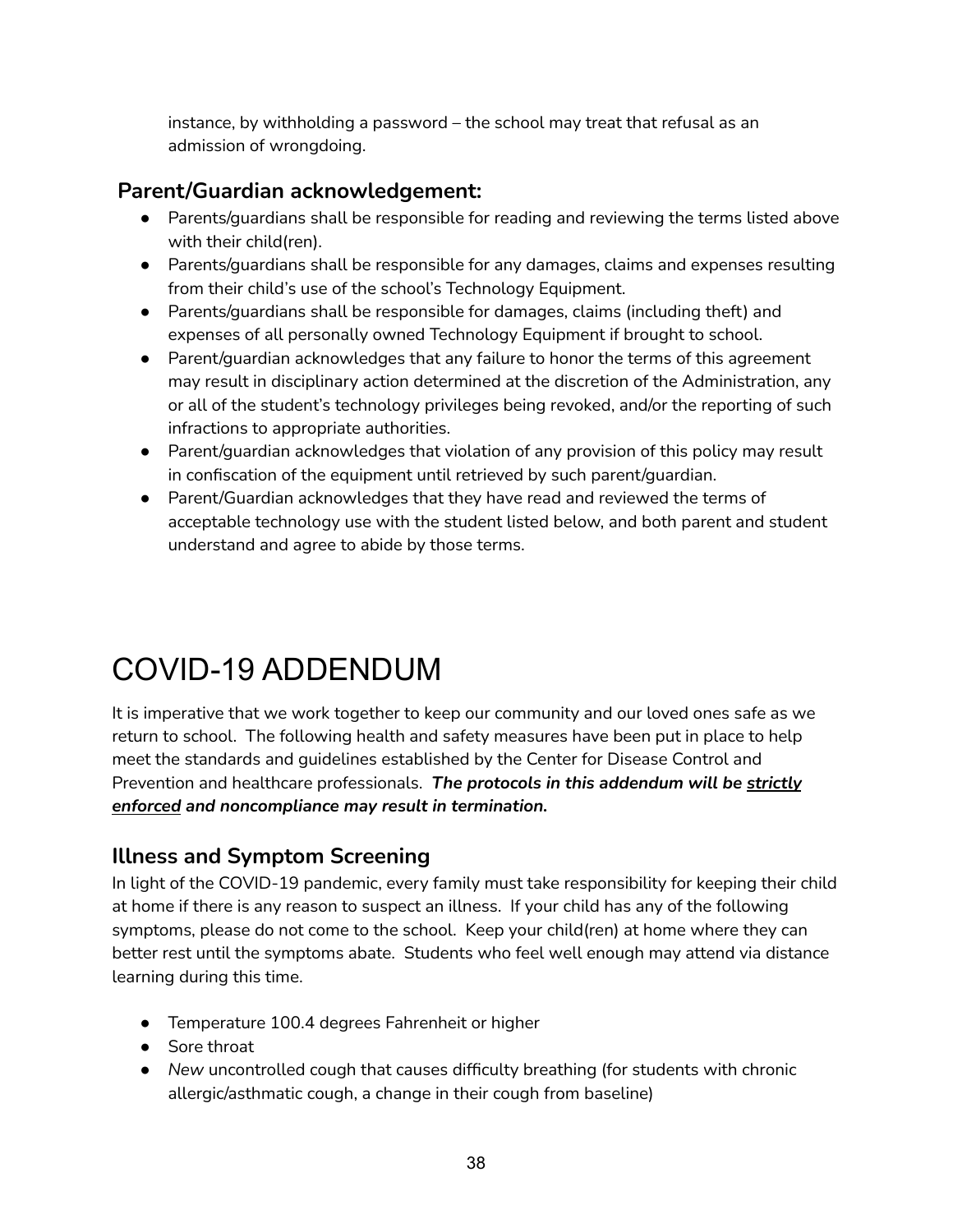instance, by withholding a password – the school may treat that refusal as an admission of wrongdoing.

### Parent/Guardian acknowledgement:

- Parents/guardians shall be responsible for reading and reviewing the terms listed above with their child(ren).
- Parents/guardians shall be responsible for any damages, claims and expenses resulting from their child's use of the school's Technology Equipment.
- Parents/guardians shall be responsible for damages, claims (including theft) and expenses of all personally owned Technology Equipment if brought to school.
- Parent/guardian acknowledges that any failure to honor the terms of this agreement may result in disciplinary action determined at the discretion of the Administration, any or all of the student's technology privileges being revoked, and/or the reporting of such infractions to appropriate authorities.
- Parent/guardian acknowledges that violation of any provision of this policy may result in confiscation of the equipment until retrieved by such parent/guardian.
- Parent/Guardian acknowledges that they have read and reviewed the terms of acceptable technology use with the student listed below, and both parent and student understand and agree to abide by those terms.

# COVID-19 ADDENDUM

It is imperative that we work together to keep our community and our loved ones safe as we return to school. The following health and safety measures have been put in place to help meet the standards and guidelines established by the Center for Disease Control and Prevention and healthcare professionals. ***The protocols in this addendum will be <u>strictly enforced</u> and noncompliance may result in termination.***

## Illness and Symptom Screening

In light of the COVID-19 pandemic, every family must take responsibility for keeping their child at home if there is any reason to suspect an illness. If your child has any of the following symptoms, please do not come to the school. Keep your child(ren) at home where they can better rest until the symptoms abate. Students who feel well enough may attend via distance learning during this time.

- Temperature 100.4 degrees Fahrenheit or higher
- Sore throat
- *New* uncontrolled cough that causes difficulty breathing (for students with chronic allergic/asthmatic cough, a change in their cough from baseline)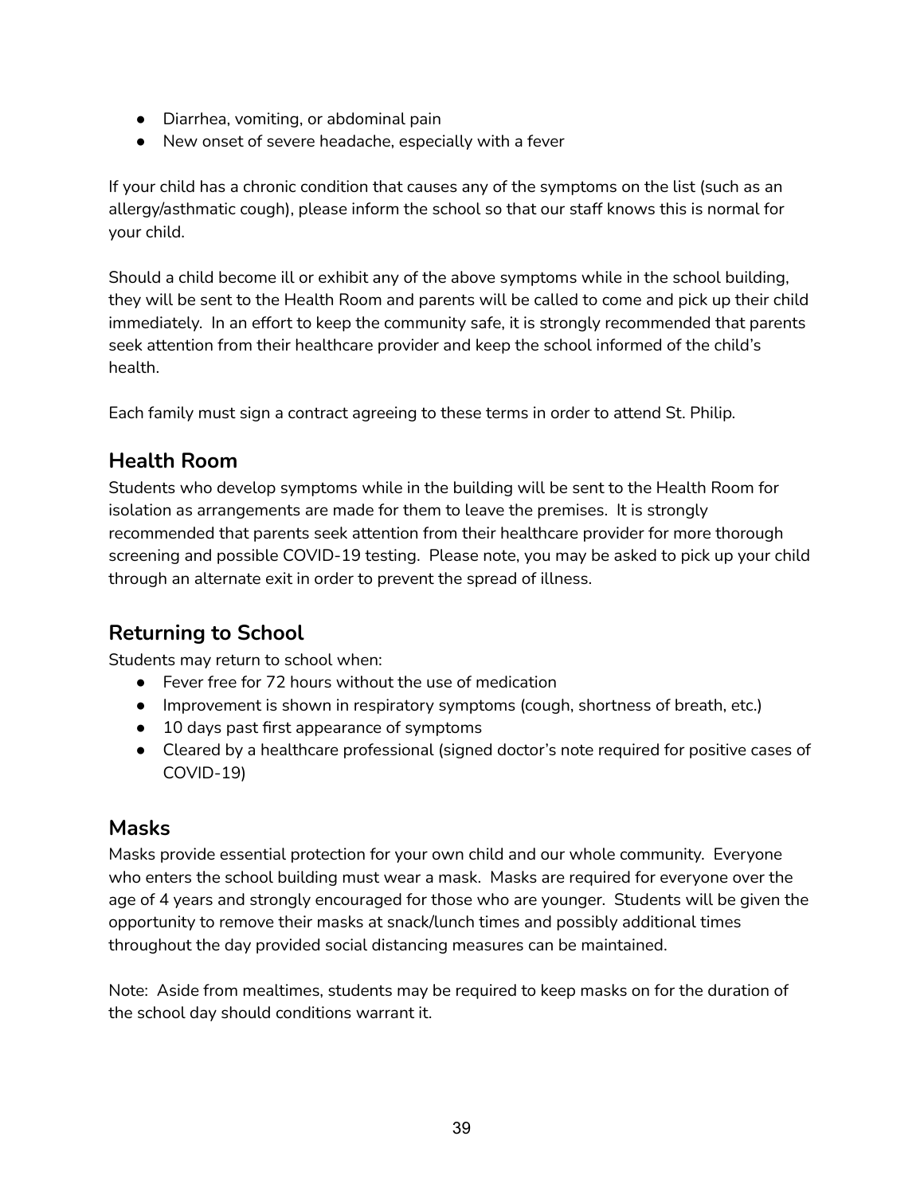- Diarrhea, vomiting, or abdominal pain
- New onset of severe headache, especially with a fever

If your child has a chronic condition that causes any of the symptoms on the list (such as an allergy/asthmatic cough), please inform the school so that our staff knows this is normal for your child.

Should a child become ill or exhibit any of the above symptoms while in the school building, they will be sent to the Health Room and parents will be called to come and pick up their child immediately. In an effort to keep the community safe, it is strongly recommended that parents seek attention from their healthcare provider and keep the school informed of the child's health.

Each family must sign a contract agreeing to these terms in order to attend St. Philip.

## Health Room

Students who develop symptoms while in the building will be sent to the Health Room for isolation as arrangements are made for them to leave the premises. It is strongly recommended that parents seek attention from their healthcare provider for more thorough screening and possible COVID-19 testing. Please note, you may be asked to pick up your child through an alternate exit in order to prevent the spread of illness.

## Returning to School

Students may return to school when:

- Fever free for 72 hours without the use of medication
- Improvement is shown in respiratory symptoms (cough, shortness of breath, etc.)
- 10 days past first appearance of symptoms
- Cleared by a healthcare professional (signed doctor's note required for positive cases of COVID-19)

## Masks

Masks provide essential protection for your own child and our whole community. Everyone who enters the school building must wear a mask. Masks are required for everyone over the age of 4 years and strongly encouraged for those who are younger. Students will be given the opportunity to remove their masks at snack/lunch times and possibly additional times throughout the day provided social distancing measures can be maintained.

Note: Aside from mealtimes, students may be required to keep masks on for the duration of the school day should conditions warrant it.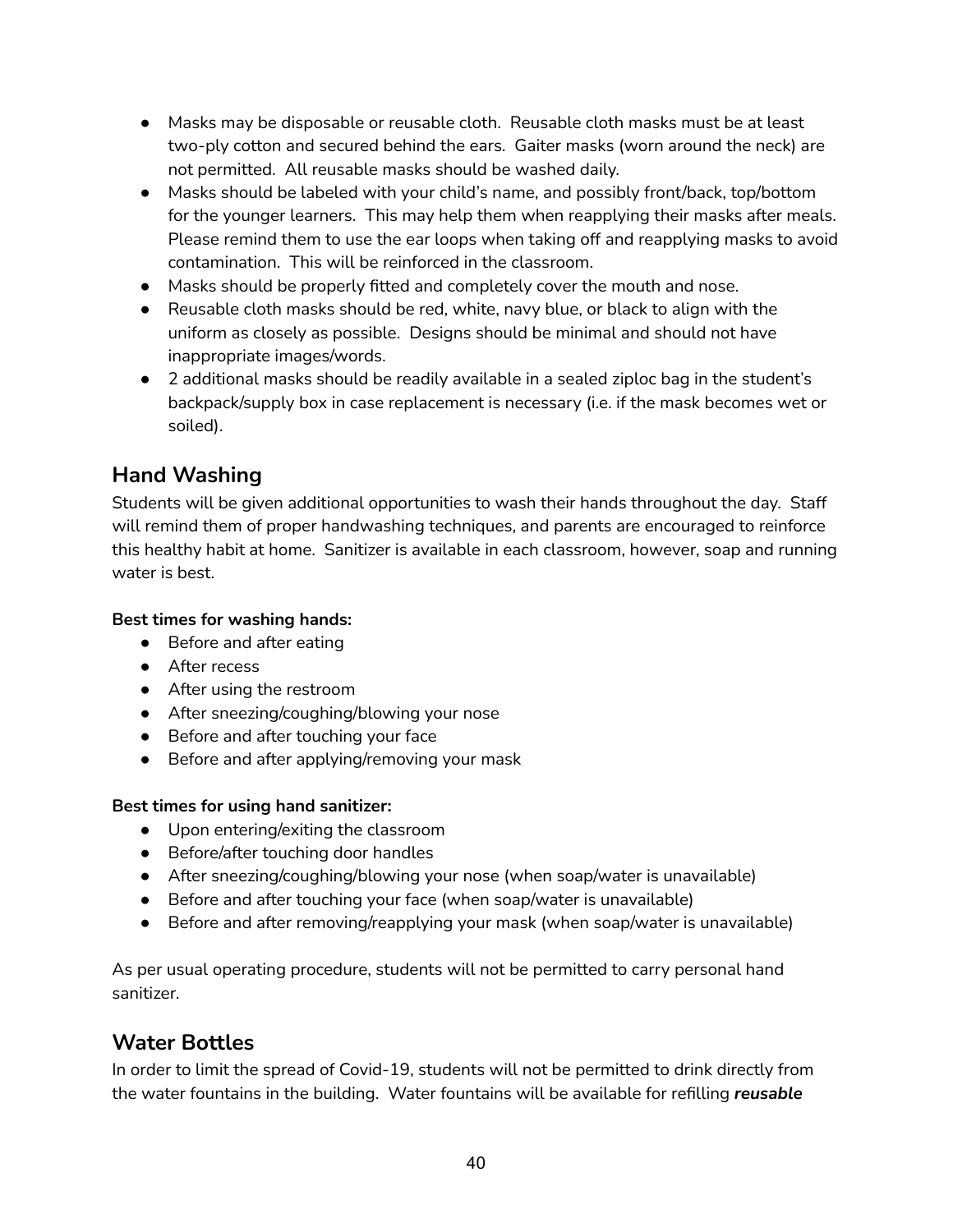- Masks may be disposable or reusable cloth. Reusable cloth masks must be at least two-ply cotton and secured behind the ears. Gaiter masks (worn around the neck) are not permitted. All reusable masks should be washed daily.
- Masks should be labeled with your child's name, and possibly front/back, top/bottom for the younger learners. This may help them when reapplying their masks after meals. Please remind them to use the ear loops when taking off and reapplying masks to avoid contamination. This will be reinforced in the classroom.
- Masks should be properly fitted and completely cover the mouth and nose.
- Reusable cloth masks should be red, white, navy blue, or black to align with the uniform as closely as possible. Designs should be minimal and should not have inappropriate images/words.
- 2 additional masks should be readily available in a sealed ziploc bag in the student's backpack/supply box in case replacement is necessary (i.e. if the mask becomes wet or soiled).

## Hand Washing

Students will be given additional opportunities to wash their hands throughout the day. Staff will remind them of proper handwashing techniques, and parents are encouraged to reinforce this healthy habit at home. Sanitizer is available in each classroom, however, soap and running water is best.

**Best times for washing hands:**

- Before and after eating
- After recess
- After using the restroom
- After sneezing/coughing/blowing your nose
- Before and after touching your face
- Before and after applying/removing your mask

**Best times for using hand sanitizer:**

- Upon entering/exiting the classroom
- Before/after touching door handles
- After sneezing/coughing/blowing your nose (when soap/water is unavailable)
- Before and after touching your face (when soap/water is unavailable)
- Before and after removing/reapplying your mask (when soap/water is unavailable)

As per usual operating procedure, students will not be permitted to carry personal hand sanitizer.

## Water Bottles

In order to limit the spread of Covid-19, students will not be permitted to drink directly from the water fountains in the building. Water fountains will be available for refilling ***reusable***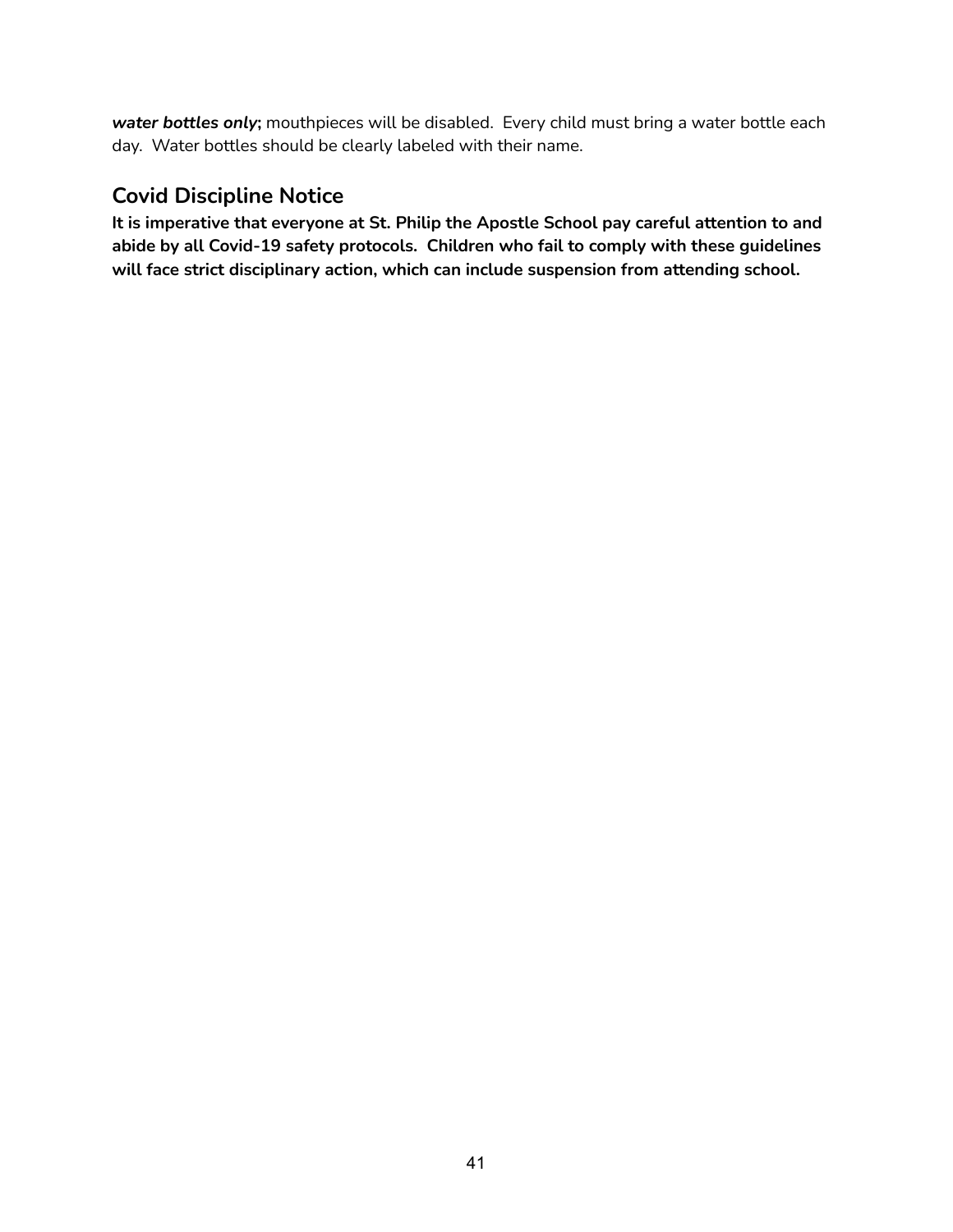***water bottles only*;** mouthpieces will be disabled. Every child must bring a water bottle each day. Water bottles should be clearly labeled with their name.

## Covid Discipline Notice

**It is imperative that everyone at St. Philip the Apostle School pay careful attention to and abide by all Covid-19 safety protocols. Children who fail to comply with these guidelines will face strict disciplinary action, which can include suspension from attending school.**